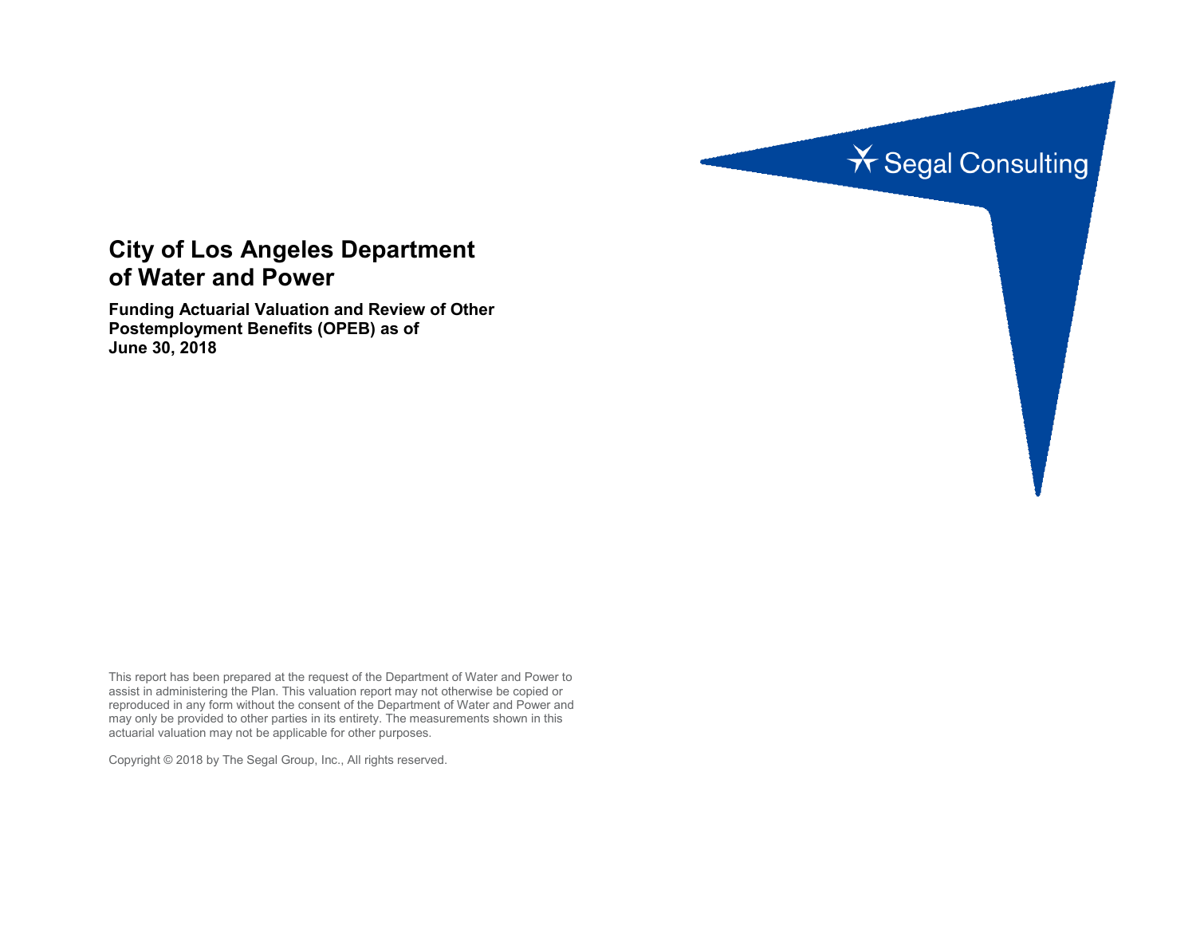Segal Consulting

# City of Los Angeles Department of Water and Power

**Funding Actuarial Valuation and Review of Other Postemployment Benefits (OPEB) as of June 30, 2018**

This report has been prepared at the request of the Department of Water and Power to assist in administering the Plan. This valuation report may not otherwise be copied or reproduced in any form without the consent of the Department of Water and Power and may only be provided to other parties in its entirety. The measurements shown in this actuarial valuation may not be applicable for other purposes.

Copyright © 2018 by The Segal Group, Inc., All rights reserved.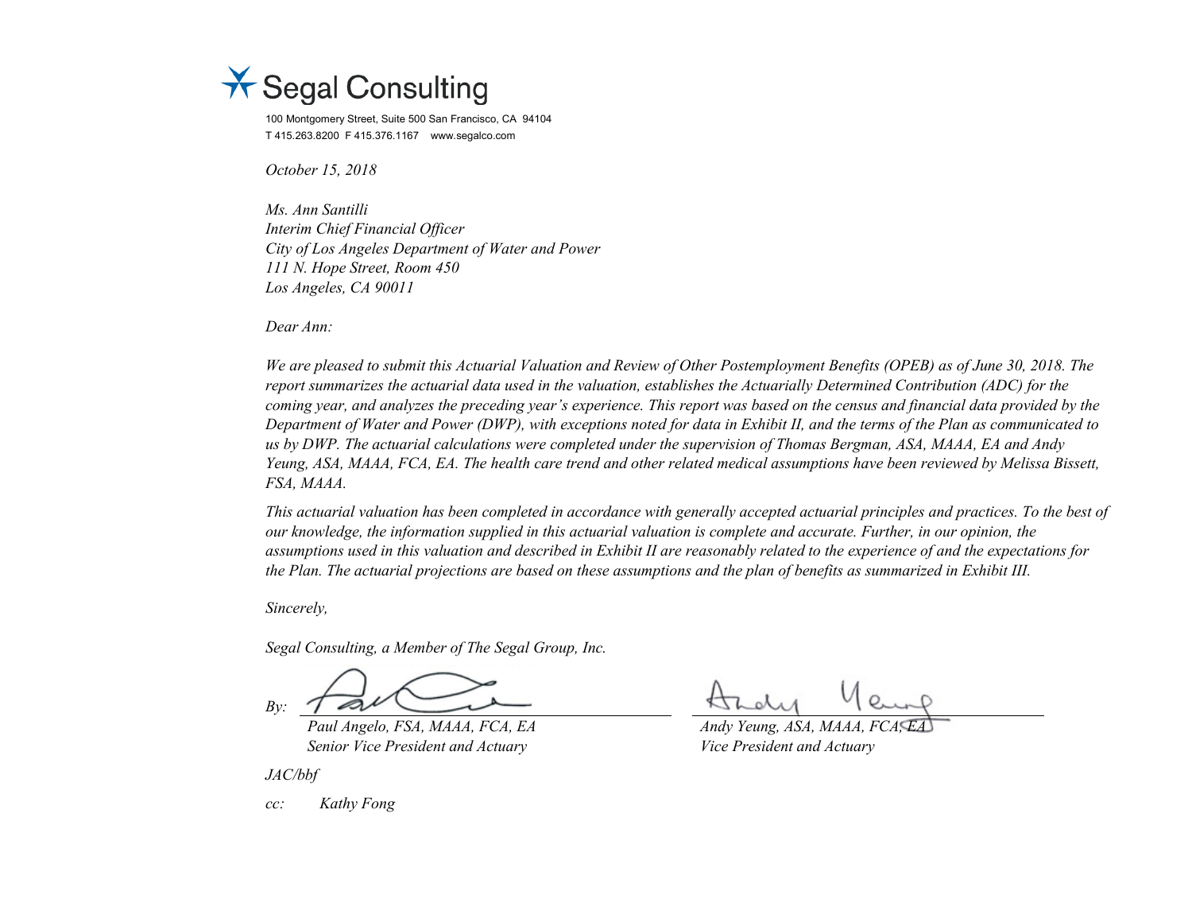Segal Consulting

100 Montgomery Street, Suite 500 San Francisco, CA 94104
T 415.263.8200 F 415.376.1167 www.segalco.com

*October 15, 2018*

*Ms. Ann Santilli*
*Interim Chief Financial Officer*
*City of Los Angeles Department of Water and Power*
*111 N. Hope Street, Room 450*
*Los Angeles, CA 90011*

*Dear Ann:*

*We are pleased to submit this Actuarial Valuation and Review of Other Postemployment Benefits (OPEB) as of June 30, 2018. The report summarizes the actuarial data used in the valuation, establishes the Actuarially Determined Contribution (ADC) for the coming year, and analyzes the preceding year's experience. This report was based on the census and financial data provided by the Department of Water and Power (DWP), with exceptions noted for data in Exhibit II, and the terms of the Plan as communicated to us by DWP. The actuarial calculations were completed under the supervision of Thomas Bergman, ASA, MAAA, EA and Andy Yeung, ASA, MAAA, FCA, EA. The health care trend and other related medical assumptions have been reviewed by Melissa Bissett, FSA, MAAA.*

*This actuarial valuation has been completed in accordance with generally accepted actuarial principles and practices. To the best of our knowledge, the information supplied in this actuarial valuation is complete and accurate. Further, in our opinion, the assumptions used in this valuation and described in Exhibit II are reasonably related to the experience of and the expectations for the Plan. The actuarial projections are based on these assumptions and the plan of benefits as summarized in Exhibit III.*

*Sincerely,*

*Segal Consulting, a Member of The Segal Group, Inc.*

*By:*

*Paul Angelo, FSA, MAAA, FCA, EA*
*Senior Vice President and Actuary*

*Andy Yeung, ASA, MAAA, FCA, EA*
*Vice President and Actuary*

*JAC/bbf*

*cc: Kathy Fong*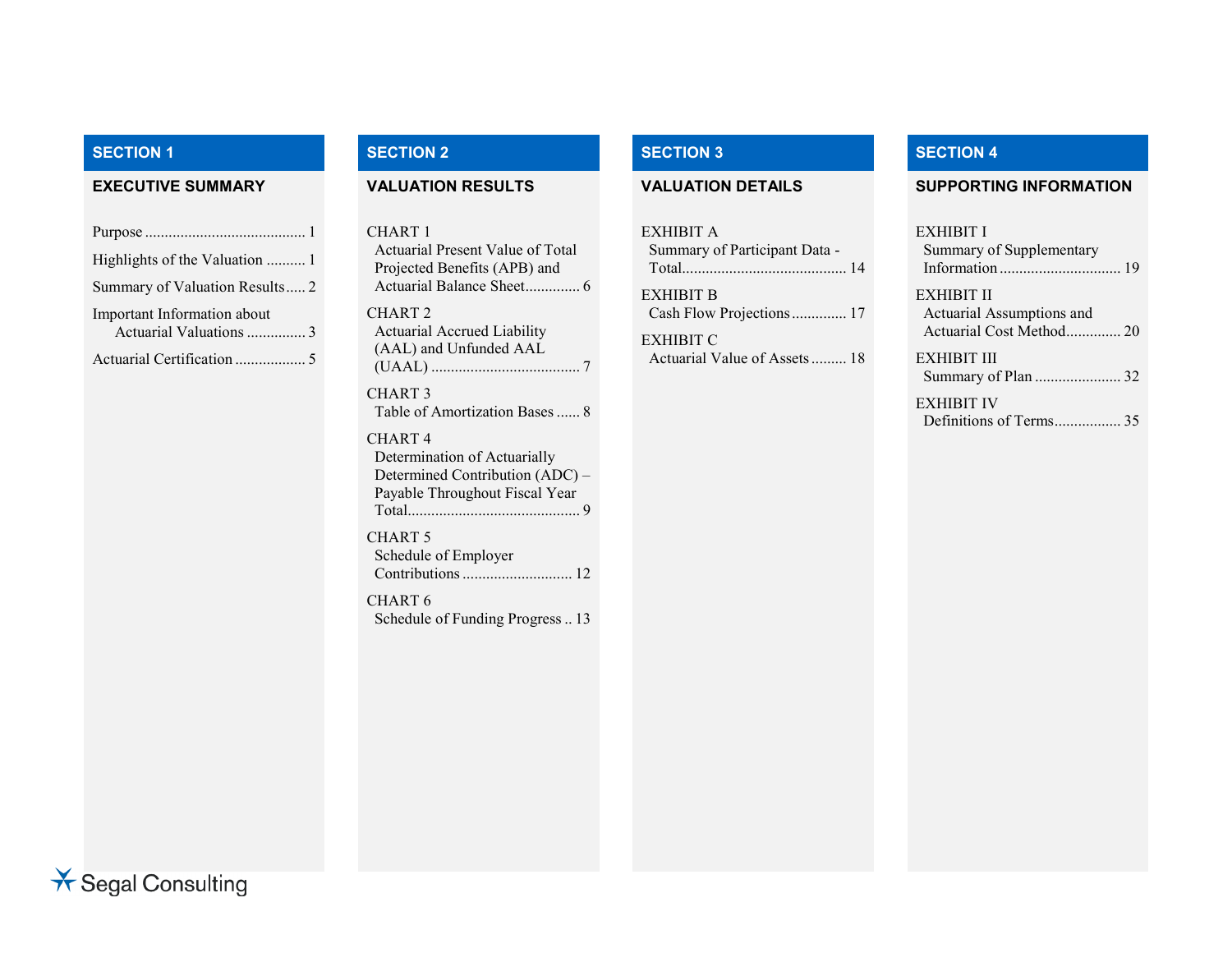## SECTION 1

### EXECUTIVE SUMMARY

Purpose ........................................ 1

Highlights of the Valuation .......... 1

Summary of Valuation Results ..... 2

Important Information about Actuarial Valuations ............... 3

Actuarial Certification .................. 5

## SECTION 2

### VALUATION RESULTS

CHART 1
Actuarial Present Value of Total Projected Benefits (APB) and Actuarial Balance Sheet............. 6

CHART 2
Actuarial Accrued Liability (AAL) and Unfunded AAL (UAAL) ..................................... 7

CHART 3
Table of Amortization Bases ...... 8

CHART 4
Determination of Actuarially Determined Contribution (ADC) – Payable Throughout Fiscal Year Total............................................ 9

CHART 5
Schedule of Employer Contributions ........................... 12

CHART 6
Schedule of Funding Progress .. 13

## SECTION 3

### VALUATION DETAILS

EXHIBIT A
Summary of Participant Data - Total.......................................... 14

EXHIBIT B
Cash Flow Projections ............. 17

EXHIBIT C
Actuarial Value of Assets ......... 18

## SECTION 4

### SUPPORTING INFORMATION

EXHIBIT I
Summary of Supplementary Information ............................... 19

EXHIBIT II
Actuarial Assumptions and Actuarial Cost Method............. 20

EXHIBIT III
Summary of Plan ...................... 32

EXHIBIT IV
Definitions of Terms................. 35

Segal Consulting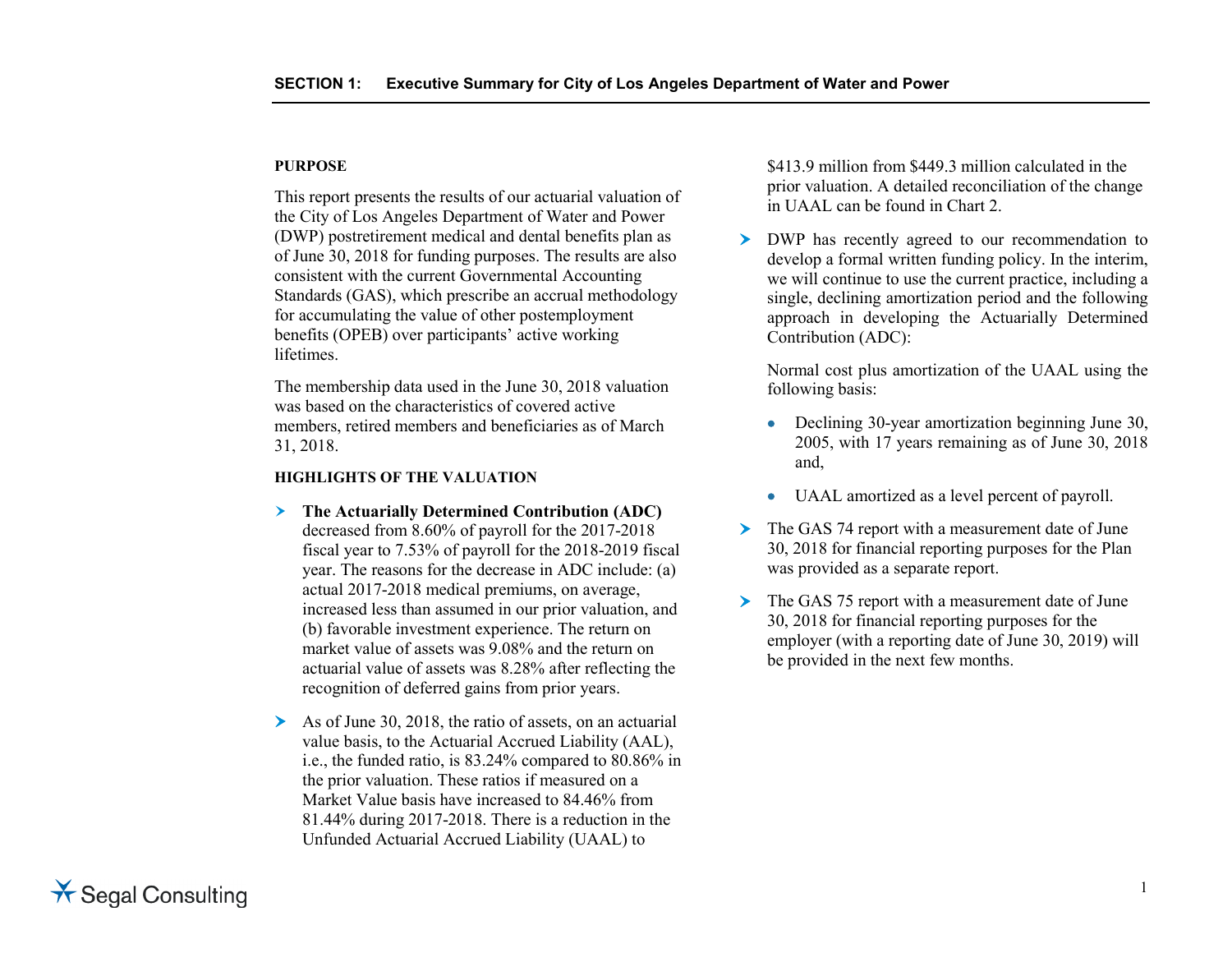### PURPOSE

This report presents the results of our actuarial valuation of the City of Los Angeles Department of Water and Power (DWP) postretirement medical and dental benefits plan as of June 30, 2018 for funding purposes. The results are also consistent with the current Governmental Accounting Standards (GAS), which prescribe an accrual methodology for accumulating the value of other postemployment benefits (OPEB) over participants' active working lifetimes.

The membership data used in the June 30, 2018 valuation was based on the characteristics of covered active members, retired members and beneficiaries as of March 31, 2018.

### HIGHLIGHTS OF THE VALUATION

- **The Actuarially Determined Contribution (ADC)** decreased from 8.60% of payroll for the 2017-2018 fiscal year to 7.53% of payroll for the 2018-2019 fiscal year. The reasons for the decrease in ADC include: (a) actual 2017-2018 medical premiums, on average, increased less than assumed in our prior valuation, and (b) favorable investment experience. The return on market value of assets was 9.08% and the return on actuarial value of assets was 8.28% after reflecting the recognition of deferred gains from prior years.
- As of June 30, 2018, the ratio of assets, on an actuarial value basis, to the Actuarial Accrued Liability (AAL), i.e., the funded ratio, is 83.24% compared to 80.86% in the prior valuation. These ratios if measured on a Market Value basis have increased to 84.46% from 81.44% during 2017-2018. There is a reduction in the Unfunded Actuarial Accrued Liability (UAAL) to $413.9 million from $449.3 million calculated in the prior valuation. A detailed reconciliation of the change in UAAL can be found in Chart 2.
- DWP has recently agreed to our recommendation to develop a formal written funding policy. In the interim, we will continue to use the current practice, including a single, declining amortization period and the following approach in developing the Actuarially Determined Contribution (ADC):

  Normal cost plus amortization of the UAAL using the following basis:

  - Declining 30-year amortization beginning June 30, 2005, with 17 years remaining as of June 30, 2018 and,
  - UAAL amortized as a level percent of payroll.
- The GAS 74 report with a measurement date of June 30, 2018 for financial reporting purposes for the Plan was provided as a separate report.
- The GAS 75 report with a measurement date of June 30, 2018 for financial reporting purposes for the employer (with a reporting date of June 30, 2019) will be provided in the next few months.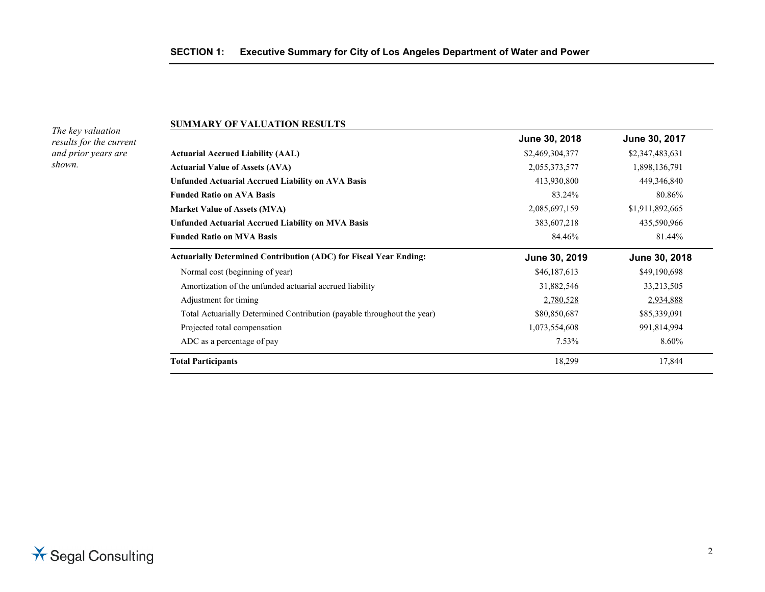*The key valuation results for the current and prior years are shown.*

**SUMMARY OF VALUATION RESULTS**

| | June 30, 2018 | June 30, 2017 |
|---|---|---|
| **Actuarial Accrued Liability (AAL)** | $2,469,304,377 | $2,347,483,631 |
| **Actuarial Value of Assets (AVA)** | 2,055,373,577 | 1,898,136,791 |
| **Unfunded Actuarial Accrued Liability on AVA Basis** | 413,930,800 | 449,346,840 |
| **Funded Ratio on AVA Basis** | 83.24% | 80.86% |
| **Market Value of Assets (MVA)** | 2,085,697,159 | $1,911,892,665 |
| **Unfunded Actuarial Accrued Liability on MVA Basis** | 383,607,218 | 435,590,966 |
| **Funded Ratio on MVA Basis** | 84.46% | 81.44% |
| **Actuarially Determined Contribution (ADC) for Fiscal Year Ending:** | **June 30, 2019** | **June 30, 2018** |
| Normal cost (beginning of year) | $46,187,613 | $49,190,698 |
| Amortization of the unfunded actuarial accrued liability | 31,882,546 | 33,213,505 |
| Adjustment for timing | 2,780,528 | 2,934,888 |
| Total Actuarially Determined Contribution (payable throughout the year) | $80,850,687 | $85,339,091 |
| Projected total compensation | 1,073,554,608 | 991,814,994 |
| ADC as a percentage of pay | 7.53% | 8.60% |
| **Total Participants** | 18,299 | 17,844 |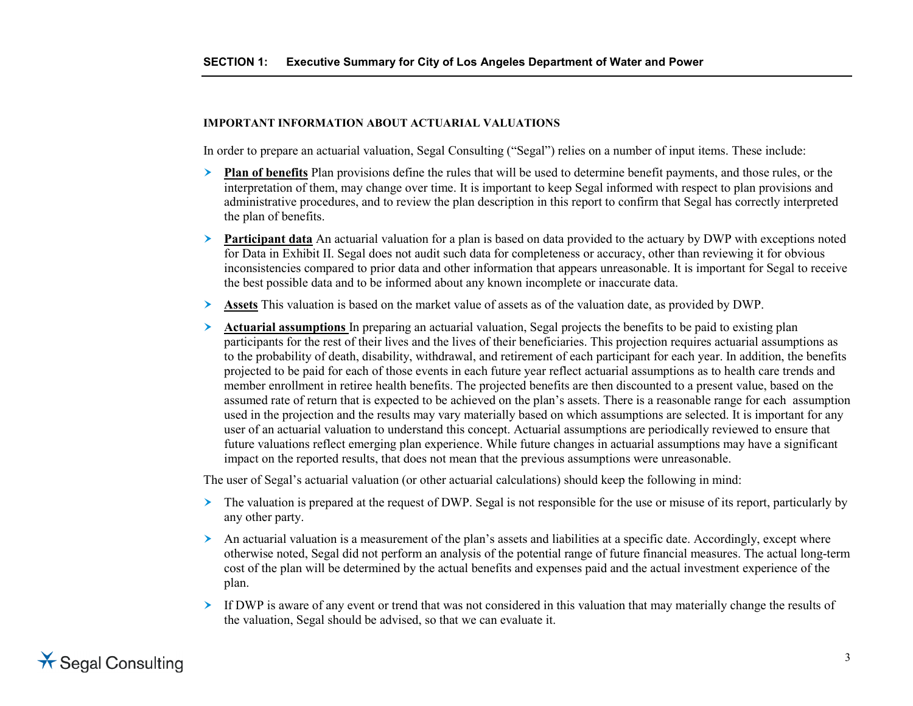**IMPORTANT INFORMATION ABOUT ACTUARIAL VALUATIONS**

In order to prepare an actuarial valuation, Segal Consulting ("Segal") relies on a number of input items. These include:

- **Plan of benefits** Plan provisions define the rules that will be used to determine benefit payments, and those rules, or the interpretation of them, may change over time. It is important to keep Segal informed with respect to plan provisions and administrative procedures, and to review the plan description in this report to confirm that Segal has correctly interpreted the plan of benefits.
- **Participant data** An actuarial valuation for a plan is based on data provided to the actuary by DWP with exceptions noted for Data in Exhibit II. Segal does not audit such data for completeness or accuracy, other than reviewing it for obvious inconsistencies compared to prior data and other information that appears unreasonable. It is important for Segal to receive the best possible data and to be informed about any known incomplete or inaccurate data.
- **Assets** This valuation is based on the market value of assets as of the valuation date, as provided by DWP.
- **Actuarial assumptions** In preparing an actuarial valuation, Segal projects the benefits to be paid to existing plan participants for the rest of their lives and the lives of their beneficiaries. This projection requires actuarial assumptions as to the probability of death, disability, withdrawal, and retirement of each participant for each year. In addition, the benefits projected to be paid for each of those events in each future year reflect actuarial assumptions as to health care trends and member enrollment in retiree health benefits. The projected benefits are then discounted to a present value, based on the assumed rate of return that is expected to be achieved on the plan's assets. There is a reasonable range for each assumption used in the projection and the results may vary materially based on which assumptions are selected. It is important for any user of an actuarial valuation to understand this concept. Actuarial assumptions are periodically reviewed to ensure that future valuations reflect emerging plan experience. While future changes in actuarial assumptions may have a significant impact on the reported results, that does not mean that the previous assumptions were unreasonable.

The user of Segal's actuarial valuation (or other actuarial calculations) should keep the following in mind:

- The valuation is prepared at the request of DWP. Segal is not responsible for the use or misuse of its report, particularly by any other party.
- An actuarial valuation is a measurement of the plan's assets and liabilities at a specific date. Accordingly, except where otherwise noted, Segal did not perform an analysis of the potential range of future financial measures. The actual long-term cost of the plan will be determined by the actual benefits and expenses paid and the actual investment experience of the plan.
- If DWP is aware of any event or trend that was not considered in this valuation that may materially change the results of the valuation, Segal should be advised, so that we can evaluate it.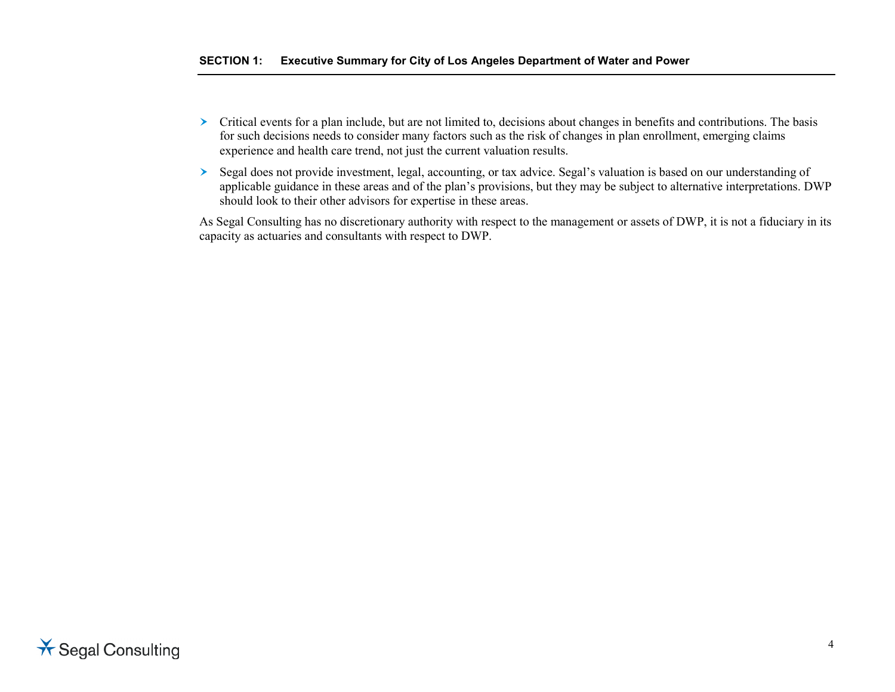- Critical events for a plan include, but are not limited to, decisions about changes in benefits and contributions. The basis for such decisions needs to consider many factors such as the risk of changes in plan enrollment, emerging claims experience and health care trend, not just the current valuation results.
- Segal does not provide investment, legal, accounting, or tax advice. Segal's valuation is based on our understanding of applicable guidance in these areas and of the plan's provisions, but they may be subject to alternative interpretations. DWP should look to their other advisors for expertise in these areas.

As Segal Consulting has no discretionary authority with respect to the management or assets of DWP, it is not a fiduciary in its capacity as actuaries and consultants with respect to DWP.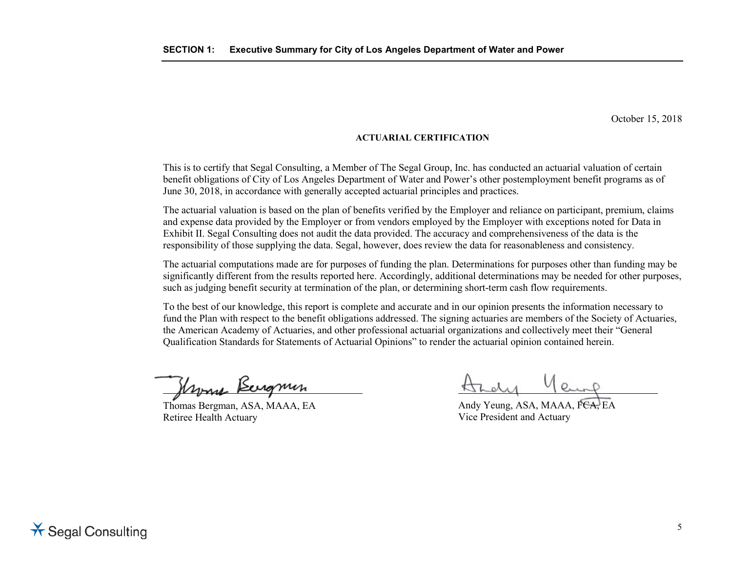October 15, 2018

**ACTUARIAL CERTIFICATION**

This is to certify that Segal Consulting, a Member of The Segal Group, Inc. has conducted an actuarial valuation of certain benefit obligations of City of Los Angeles Department of Water and Power's other postemployment benefit programs as of June 30, 2018, in accordance with generally accepted actuarial principles and practices.

The actuarial valuation is based on the plan of benefits verified by the Employer and reliance on participant, premium, claims and expense data provided by the Employer or from vendors employed by the Employer with exceptions noted for Data in Exhibit II. Segal Consulting does not audit the data provided. The accuracy and comprehensiveness of the data is the responsibility of those supplying the data. Segal, however, does review the data for reasonableness and consistency.

The actuarial computations made are for purposes of funding the plan. Determinations for purposes other than funding may be significantly different from the results reported here. Accordingly, additional determinations may be needed for other purposes, such as judging benefit security at termination of the plan, or determining short-term cash flow requirements.

To the best of our knowledge, this report is complete and accurate and in our opinion presents the information necessary to fund the Plan with respect to the benefit obligations addressed. The signing actuaries are members of the Society of Actuaries, the American Academy of Actuaries, and other professional actuarial organizations and collectively meet their "General Qualification Standards for Statements of Actuarial Opinions" to render the actuarial opinion contained herein.

Thomas Bergman, ASA, MAAA, EA
Retiree Health Actuary

Andy Yeung, ASA, MAAA, FCA, EA
Vice President and Actuary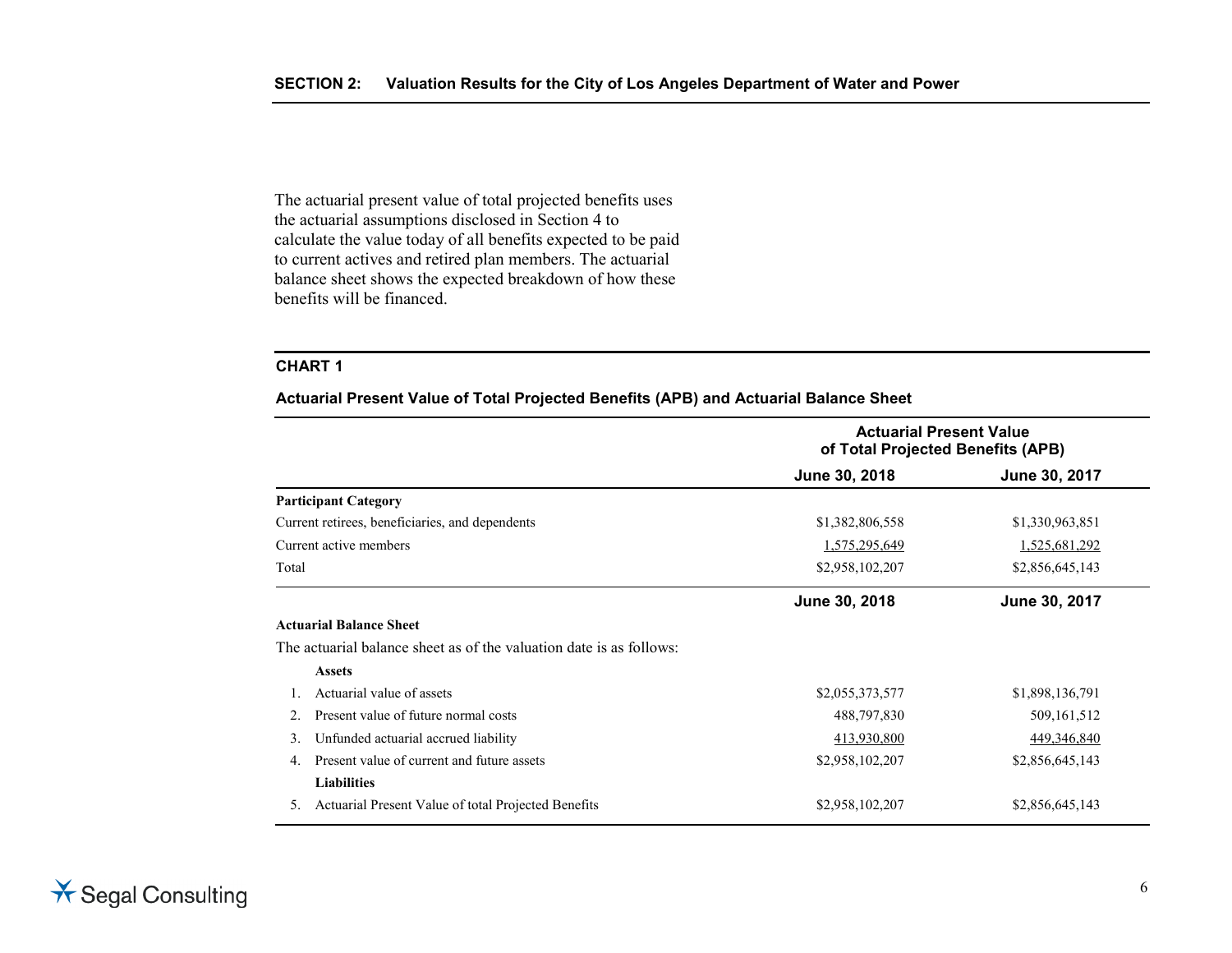The actuarial present value of total projected benefits uses the actuarial assumptions disclosed in Section 4 to calculate the value today of all benefits expected to be paid to current actives and retired plan members. The actuarial balance sheet shows the expected breakdown of how these benefits will be financed.

## CHART 1

### Actuarial Present Value of Total Projected Benefits (APB) and Actuarial Balance Sheet

| | Actuarial Present Value of Total Projected Benefits (APB) | |
|---|---|---|
| | **June 30, 2018** | **June 30, 2017** |
| **Participant Category** | | |
| Current retirees, beneficiaries, and dependents | $1,382,806,558 | $1,330,963,851 |
| Current active members | 1,575,295,649 | 1,525,681,292 |
| Total | $2,958,102,207 | $2,856,645,143 |

| | June 30, 2018 | June 30, 2017 |
|---|---|---|
| **Actuarial Balance Sheet** | | |
| The actuarial balance sheet as of the valuation date is as follows: | | |
| **Assets** | | |
| 1. Actuarial value of assets | $2,055,373,577 | $1,898,136,791 |
| 2. Present value of future normal costs | 488,797,830 | 509,161,512 |
| 3. Unfunded actuarial accrued liability | 413,930,800 | 449,346,840 |
| 4. Present value of current and future assets | $2,958,102,207 | $2,856,645,143 |
| **Liabilities** | | |
| 5. Actuarial Present Value of total Projected Benefits | $2,958,102,207 | $2,856,645,143 |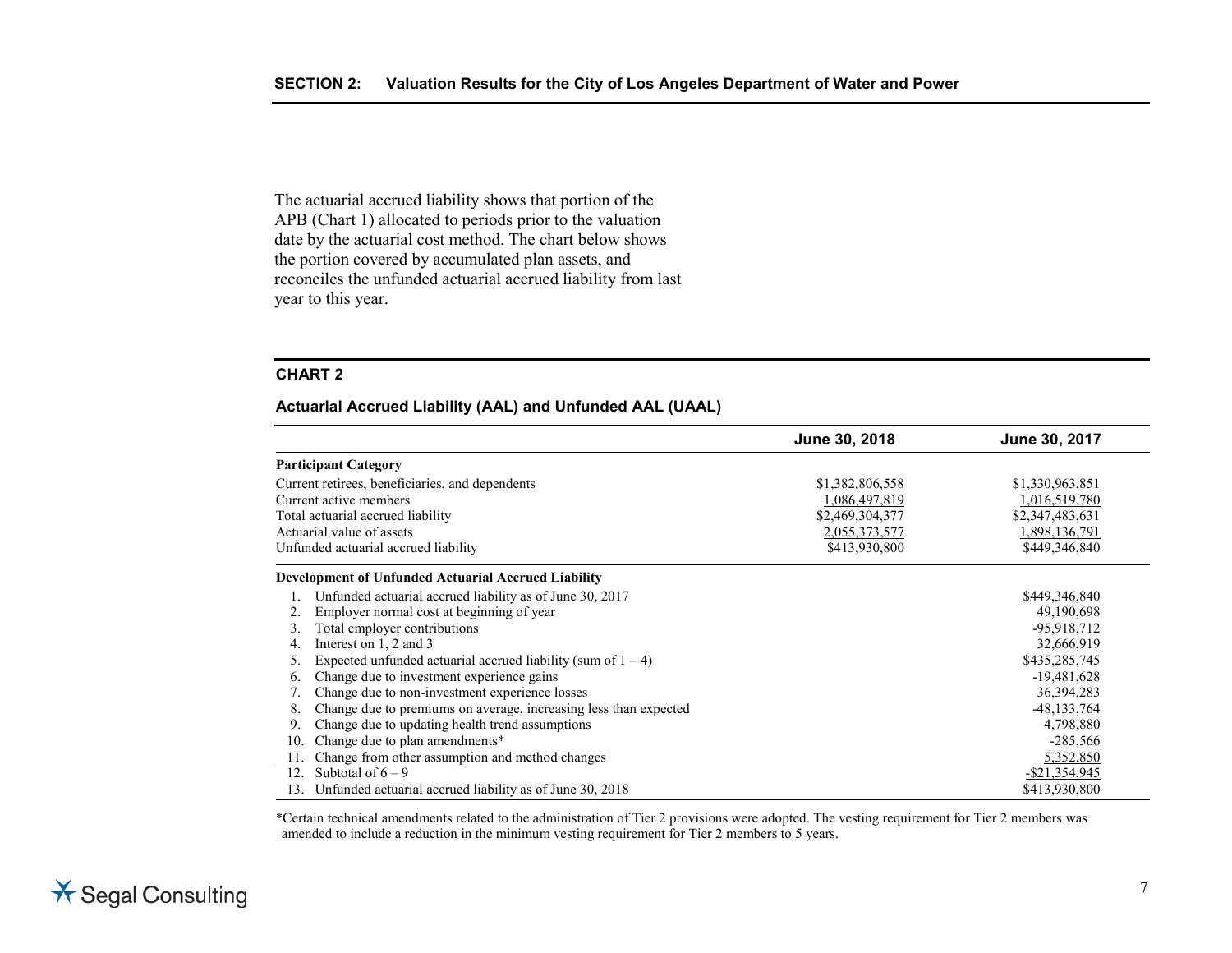The actuarial accrued liability shows that portion of the APB (Chart 1) allocated to periods prior to the valuation date by the actuarial cost method. The chart below shows the portion covered by accumulated plan assets, and reconciles the unfunded actuarial accrued liability from last year to this year.

## CHART 2

### Actuarial Accrued Liability (AAL) and Unfunded AAL (UAAL)

| | June 30, 2018 | June 30, 2017 |
|---|---|---|
| **Participant Category** | | |
| Current retirees, beneficiaries, and dependents | $1,382,806,558 | $1,330,963,851 |
| Current active members | 1,086,497,819 | 1,016,519,780 |
| Total actuarial accrued liability | $2,469,304,377 | $2,347,483,631 |
| Actuarial value of assets | 2,055,373,577 | 1,898,136,791 |
| Unfunded actuarial accrued liability | $413,930,800 | $449,346,840 |
| **Development of Unfunded Actuarial Accrued Liability** | | |
| 1. Unfunded actuarial accrued liability as of June 30, 2017 | | $449,346,840 |
| 2. Employer normal cost at beginning of year | | 49,190,698 |
| 3. Total employer contributions | | -95,918,712 |
| 4. Interest on 1, 2 and 3 | | 32,666,919 |
| 5. Expected unfunded actuarial accrued liability (sum of 1 – 4) | | $435,285,745 |
| 6. Change due to investment experience gains | | -19,481,628 |
| 7. Change due to non-investment experience losses | | 36,394,283 |
| 8. Change due to premiums on average, increasing less than expected | | -48,133,764 |
| 9. Change due to updating health trend assumptions | | 4,798,880 |
| 10. Change due to plan amendments* | | -285,566 |
| 11. Change from other assumption and method changes | | 5,352,850 |
| 12. Subtotal of 6 – 9 | | -$21,354,945 |
| 13. Unfunded actuarial accrued liability as of June 30, 2018 | | $413,930,800 |

*Certain technical amendments related to the administration of Tier 2 provisions were adopted. The vesting requirement for Tier 2 members was amended to include a reduction in the minimum vesting requirement for Tier 2 members to 5 years.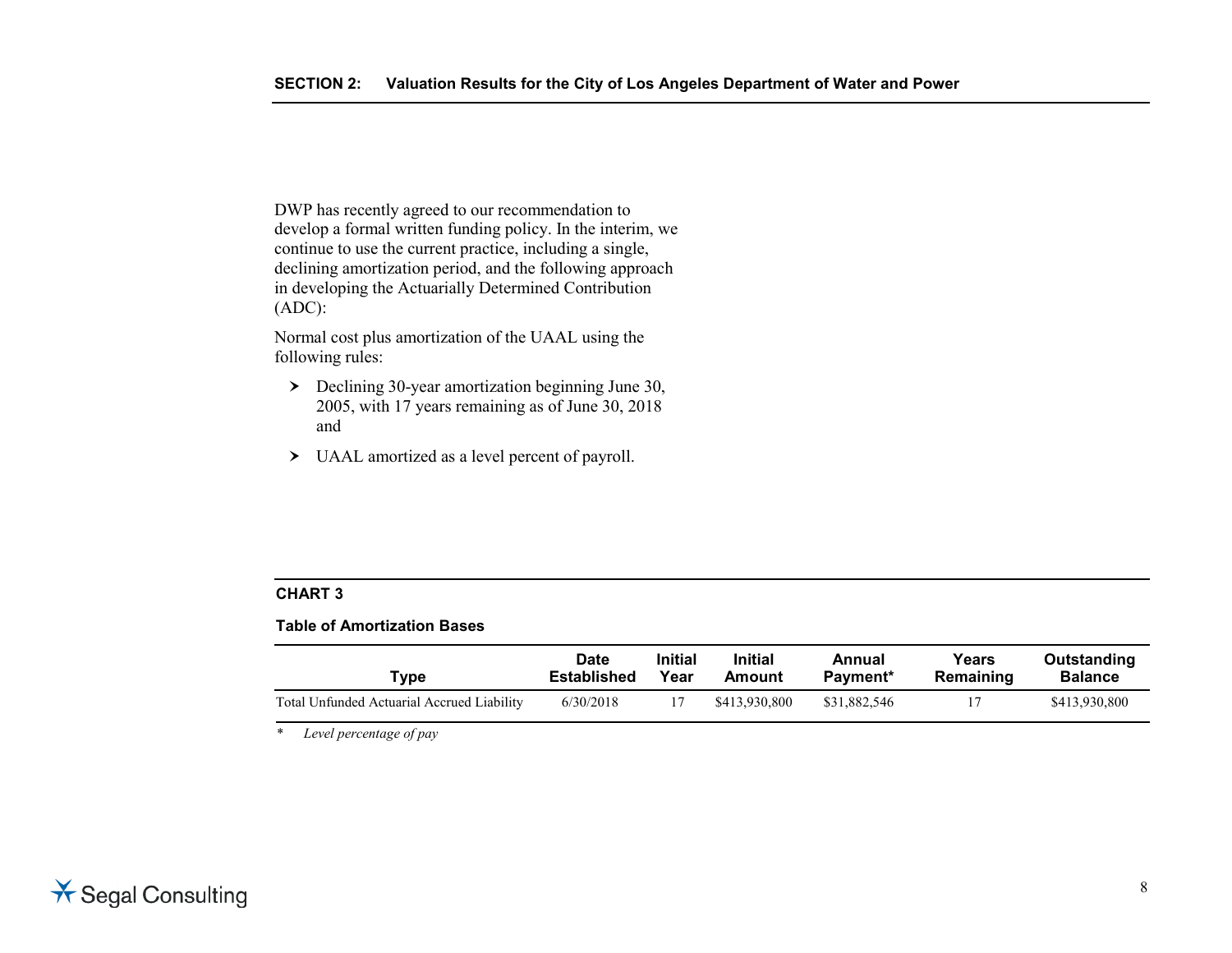DWP has recently agreed to our recommendation to develop a formal written funding policy. In the interim, we continue to use the current practice, including a single, declining amortization period, and the following approach in developing the Actuarially Determined Contribution (ADC):

Normal cost plus amortization of the UAAL using the following rules:

- Declining 30-year amortization beginning June 30, 2005, with 17 years remaining as of June 30, 2018 and
- UAAL amortized as a level percent of payroll.

**CHART 3**

**Table of Amortization Bases**

| Type | Date Established | Initial Year | Initial Amount | Annual Payment* | Years Remaining | Outstanding Balance |
|---|---|---|---|---|---|---|
| Total Unfunded Actuarial Accrued Liability | 6/30/2018 | 17 | $413,930,800 | $31,882,546 | 17 | $413,930,800 |

\* *Level percentage of pay*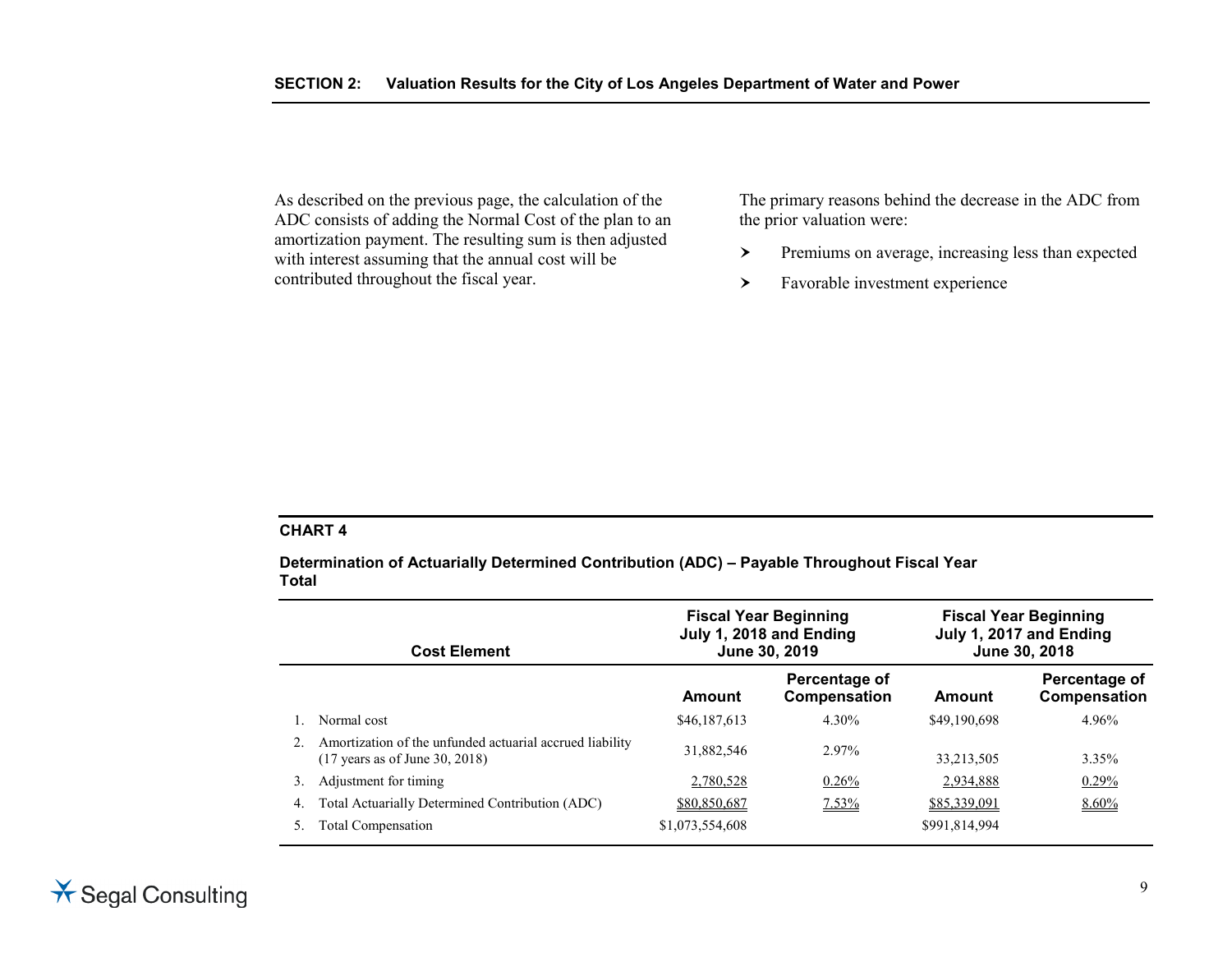As described on the previous page, the calculation of the ADC consists of adding the Normal Cost of the plan to an amortization payment. The resulting sum is then adjusted with interest assuming that the annual cost will be contributed throughout the fiscal year.

The primary reasons behind the decrease in the ADC from the prior valuation were:

- Premiums on average, increasing less than expected
- Favorable investment experience

**CHART 4**

**Determination of Actuarially Determined Contribution (ADC) – Payable Throughout Fiscal Year Total**

| Cost Element | Fiscal Year Beginning July 1, 2018 and Ending June 30, 2019 | | Fiscal Year Beginning July 1, 2017 and Ending June 30, 2018 | |
|---|---|---|---|---|
| | Amount | Percentage of Compensation | Amount | Percentage of Compensation |
| 1. Normal cost | $46,187,613 | 4.30% | $49,190,698 | 4.96% |
| 2. Amortization of the unfunded actuarial accrued liability (17 years as of June 30, 2018) | 31,882,546 | 2.97% | 33,213,505 | 3.35% |
| 3. Adjustment for timing | 2,780,528 | 0.26% | 2,934,888 | 0.29% |
| 4. Total Actuarially Determined Contribution (ADC) | $80,850,687 | 7.53% | $85,339,091 | 8.60% |
| 5. Total Compensation | $1,073,554,608 | | $991,814,994 | |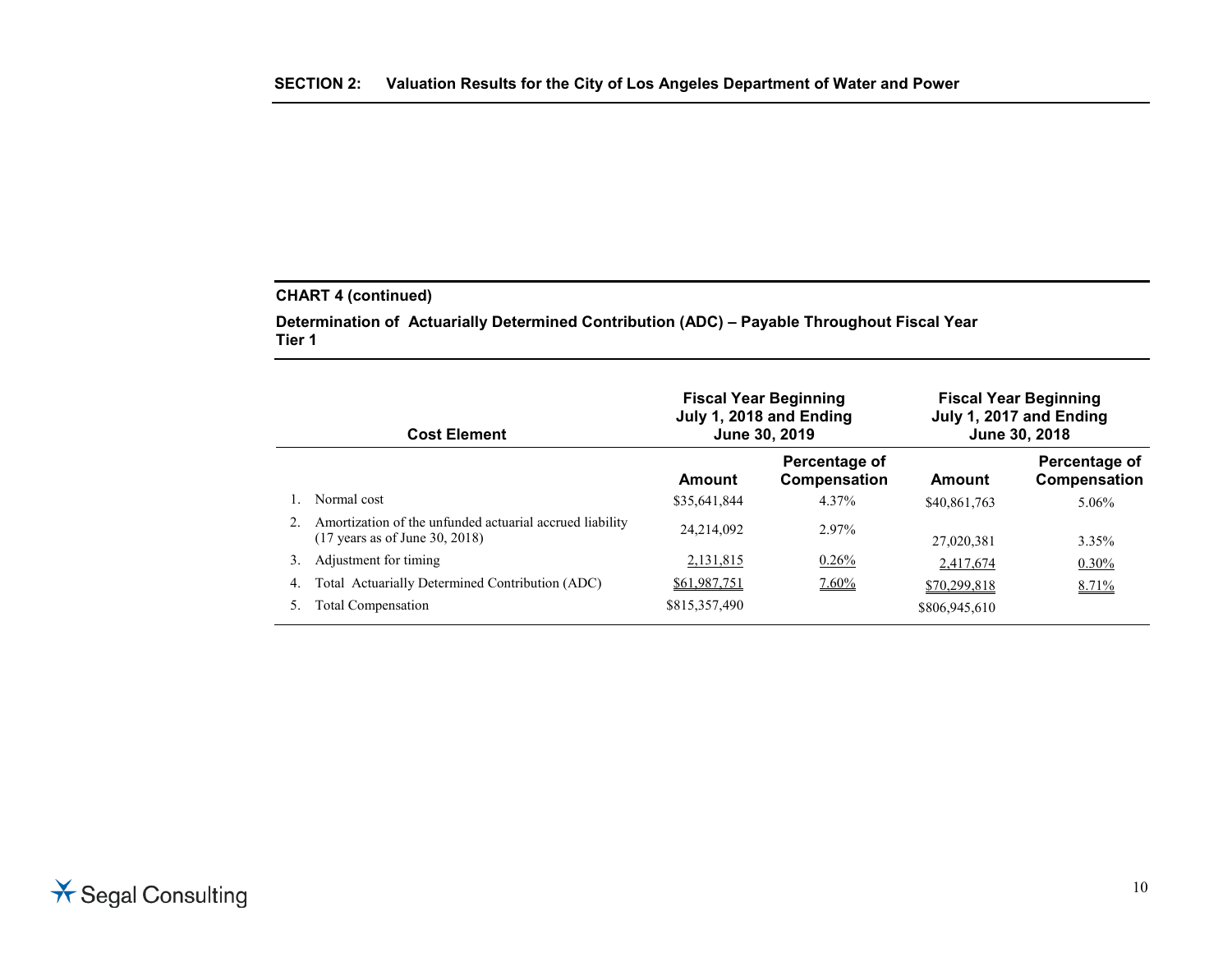**CHART 4 (continued)**

**Determination of Actuarially Determined Contribution (ADC) – Payable Throughout Fiscal Year**
**Tier 1**

| Cost Element | Fiscal Year Beginning July 1, 2018 and Ending June 30, 2019 | | Fiscal Year Beginning July 1, 2017 and Ending June 30, 2018 | |
|---|---|---|---|---|
| | Amount | Percentage of Compensation | Amount | Percentage of Compensation |
| 1. Normal cost | $35,641,844 | 4.37% | $40,861,763 | 5.06% |
| 2. Amortization of the unfunded actuarial accrued liability (17 years as of June 30, 2018) | 24,214,092 | 2.97% | 27,020,381 | 3.35% |
| 3. Adjustment for timing | 2,131,815 | 0.26% | 2,417,674 | 0.30% |
| 4. Total Actuarially Determined Contribution (ADC) | $61,987,751 | 7.60% | $70,299,818 | 8.71% |
| 5. Total Compensation | $815,357,490 | | $806,945,610 | |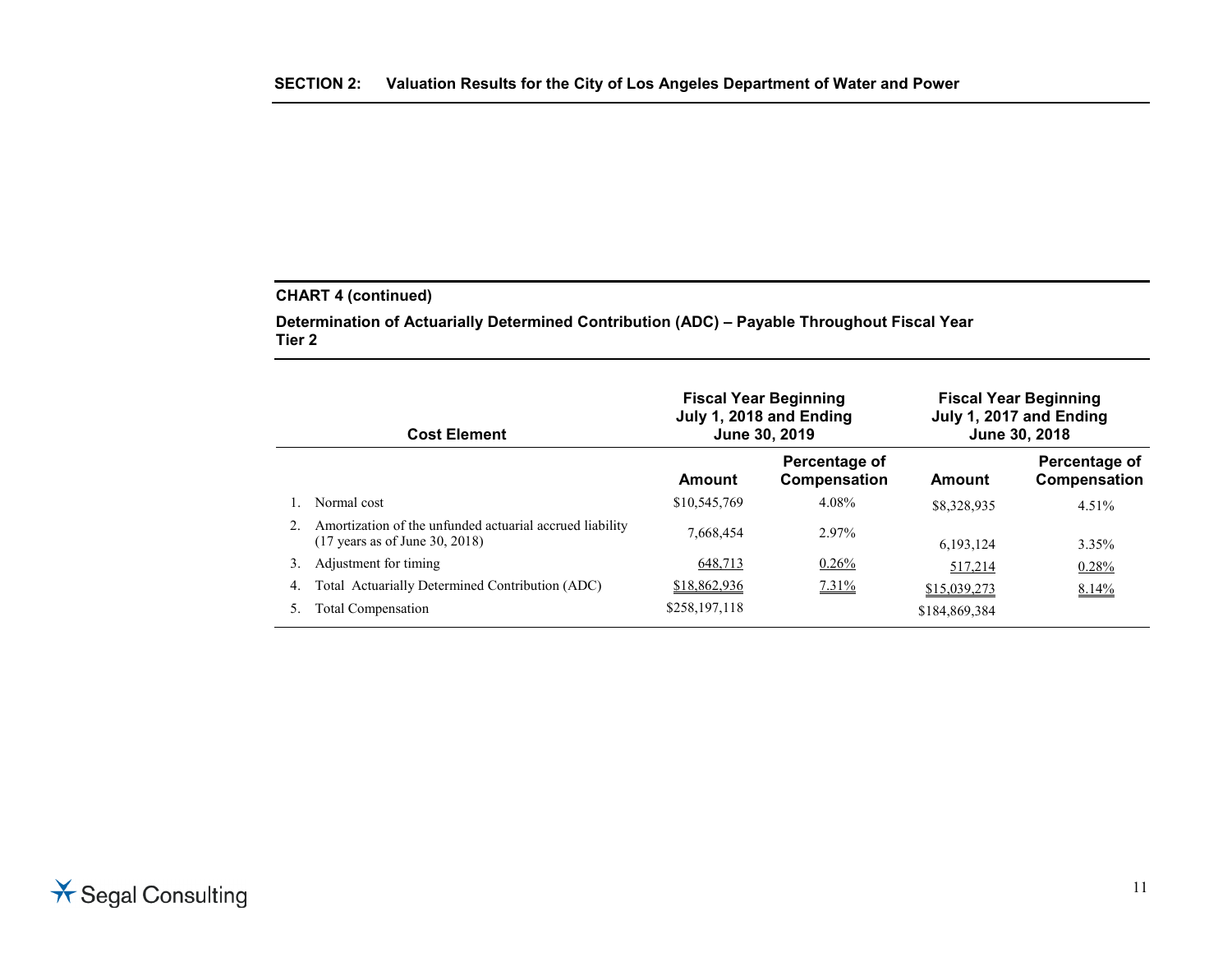## CHART 4 (continued)

**Determination of Actuarially Determined Contribution (ADC) – Payable Throughout Fiscal Year**
**Tier 2**

| Cost Element | Fiscal Year Beginning July 1, 2018 and Ending June 30, 2019 | | Fiscal Year Beginning July 1, 2017 and Ending June 30, 2018 | |
|---|---|---|---|---|
| | **Amount** | **Percentage of Compensation** | **Amount** | **Percentage of Compensation** |
| 1. Normal cost | $10,545,769 | 4.08% | $8,328,935 | 4.51% |
| 2. Amortization of the unfunded actuarial accrued liability (17 years as of June 30, 2018) | 7,668,454 | 2.97% | 6,193,124 | 3.35% |
| 3. Adjustment for timing | 648,713 | 0.26% | 517,214 | 0.28% |
| 4. Total Actuarially Determined Contribution (ADC) | $18,862,936 | 7.31% | $15,039,273 | 8.14% |
| 5. Total Compensation | $258,197,118 | | $184,869,384 | |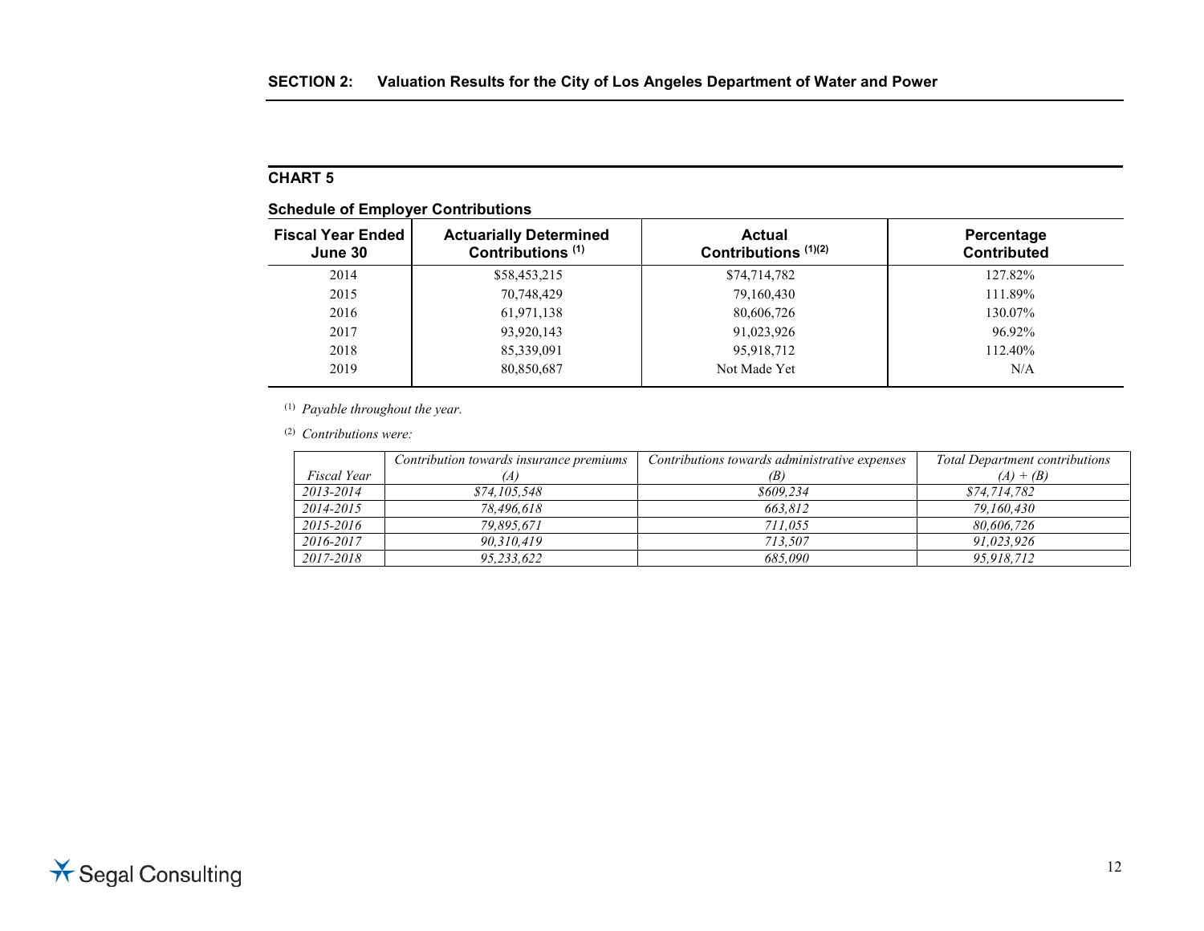## CHART 5

**Schedule of Employer Contributions**

| Fiscal Year Ended June 30 | Actuarially Determined Contributions [1] | Actual Contributions [1][2] | Percentage Contributed |
|---|---|---|---|
| 2014 | $58,453,215 | $74,714,782 | 127.82% |
| 2015 | 70,748,429 | 79,160,430 | 111.89% |
| 2016 | 61,971,138 | 80,606,726 | 130.07% |
| 2017 | 93,920,143 | 91,023,926 | 96.92% |
| 2018 | 85,339,091 | 95,918,712 | 112.40% |
| 2019 | 80,850,687 | Not Made Yet | N/A |

[1] *Payable throughout the year.*

[2] *Contributions were:*

| *Fiscal Year* | *Contribution towards insurance premiums (A)* | *Contributions towards administrative expenses (B)* | *Total Department contributions (A) + (B)* |
|---|---|---|---|
| *2013-2014* | *$74,105,548* | *$609,234* | *$74,714,782* |
| *2014-2015* | *78,496,618* | *663,812* | *79,160,430* |
| *2015-2016* | *79,895,671* | *711,055* | *80,606,726* |
| *2016-2017* | *90,310,419* | *713,507* | *91,023,926* |
| *2017-2018* | *95,233,622* | *685,090* | *95,918,712* |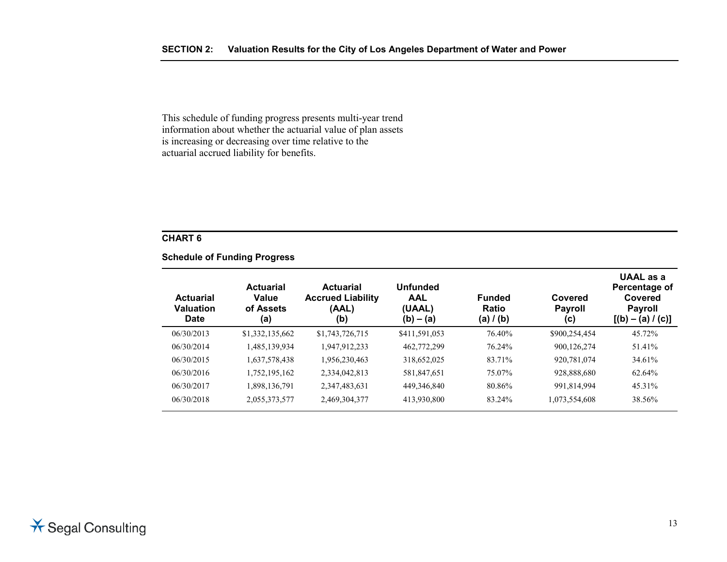This schedule of funding progress presents multi-year trend information about whether the actuarial value of plan assets is increasing or decreasing over time relative to the actuarial accrued liability for benefits.

**CHART 6**

**Schedule of Funding Progress**

| Actuarial Valuation Date | Actuarial Value of Assets (a) | Actuarial Accrued Liability (AAL) (b) | Unfunded AAL (UAAL) (b) – (a) | Funded Ratio (a) / (b) | Covered Payroll (c) | UAAL as a Percentage of Covered Payroll [(b) – (a) / (c)] |
|---|---|---|---|---|---|---|
| 06/30/2013 | $1,332,135,662 | $1,743,726,715 | $411,591,053 | 76.40% | $900,254,454 | 45.72% |
| 06/30/2014 | 1,485,139,934 | 1,947,912,233 | 462,772,299 | 76.24% | 900,126,274 | 51.41% |
| 06/30/2015 | 1,637,578,438 | 1,956,230,463 | 318,652,025 | 83.71% | 920,781,074 | 34.61% |
| 06/30/2016 | 1,752,195,162 | 2,334,042,813 | 581,847,651 | 75.07% | 928,888,680 | 62.64% |
| 06/30/2017 | 1,898,136,791 | 2,347,483,631 | 449,346,840 | 80.86% | 991,814,994 | 45.31% |
| 06/30/2018 | 2,055,373,577 | 2,469,304,377 | 413,930,800 | 83.24% | 1,073,554,608 | 38.56% |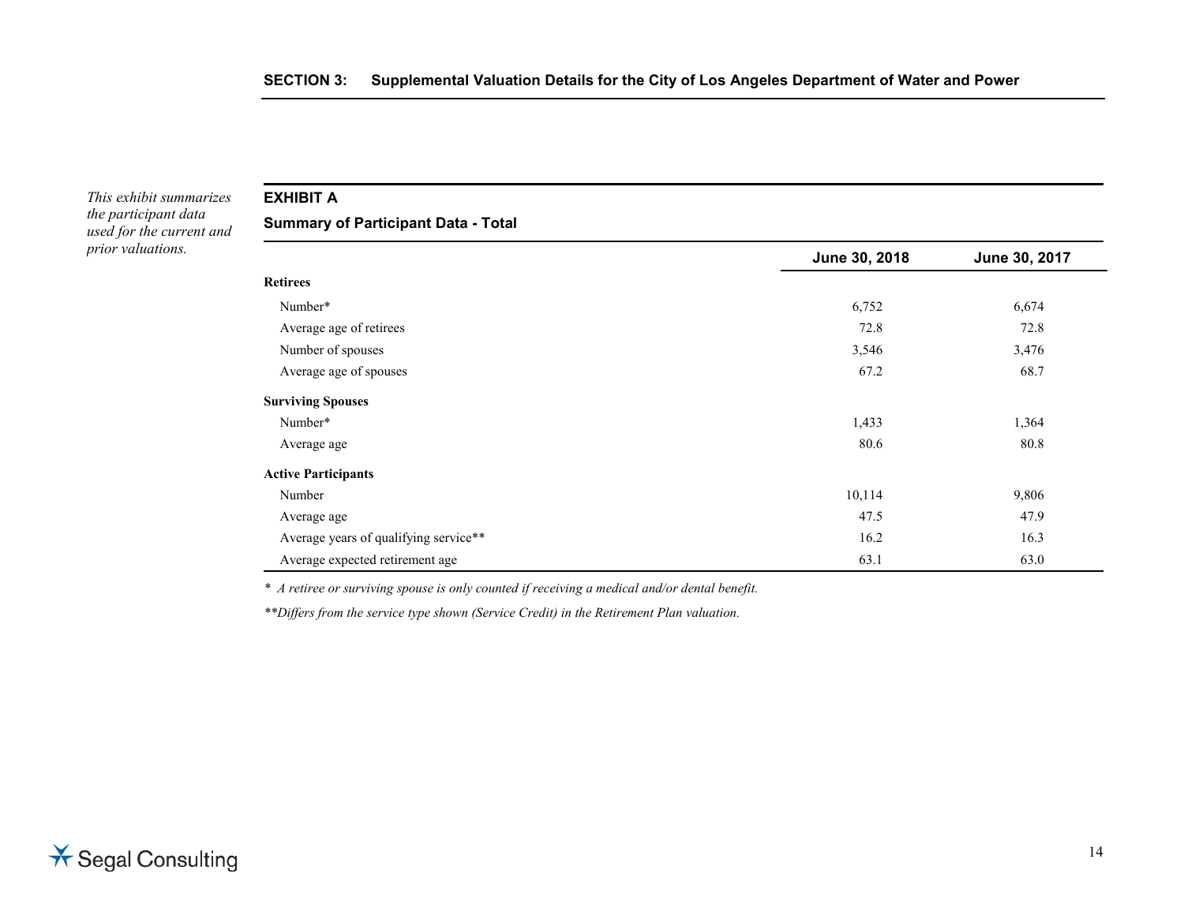*This exhibit summarizes the participant data used for the current and prior valuations.*

## EXHIBIT A

### Summary of Participant Data - Total

| | June 30, 2018 | June 30, 2017 |
|---|---|---|
| **Retirees** | | |
| Number* | 6,752 | 6,674 |
| Average age of retirees | 72.8 | 72.8 |
| Number of spouses | 3,546 | 3,476 |
| Average age of spouses | 67.2 | 68.7 |
| **Surviving Spouses** | | |
| Number* | 1,433 | 1,364 |
| Average age | 80.6 | 80.8 |
| **Active Participants** | | |
| Number | 10,114 | 9,806 |
| Average age | 47.5 | 47.9 |
| Average years of qualifying service** | 16.2 | 16.3 |
| Average expected retirement age | 63.1 | 63.0 |

*\* A retiree or surviving spouse is only counted if receiving a medical and/or dental benefit.*

*\*\*Differs from the service type shown (Service Credit) in the Retirement Plan valuation.*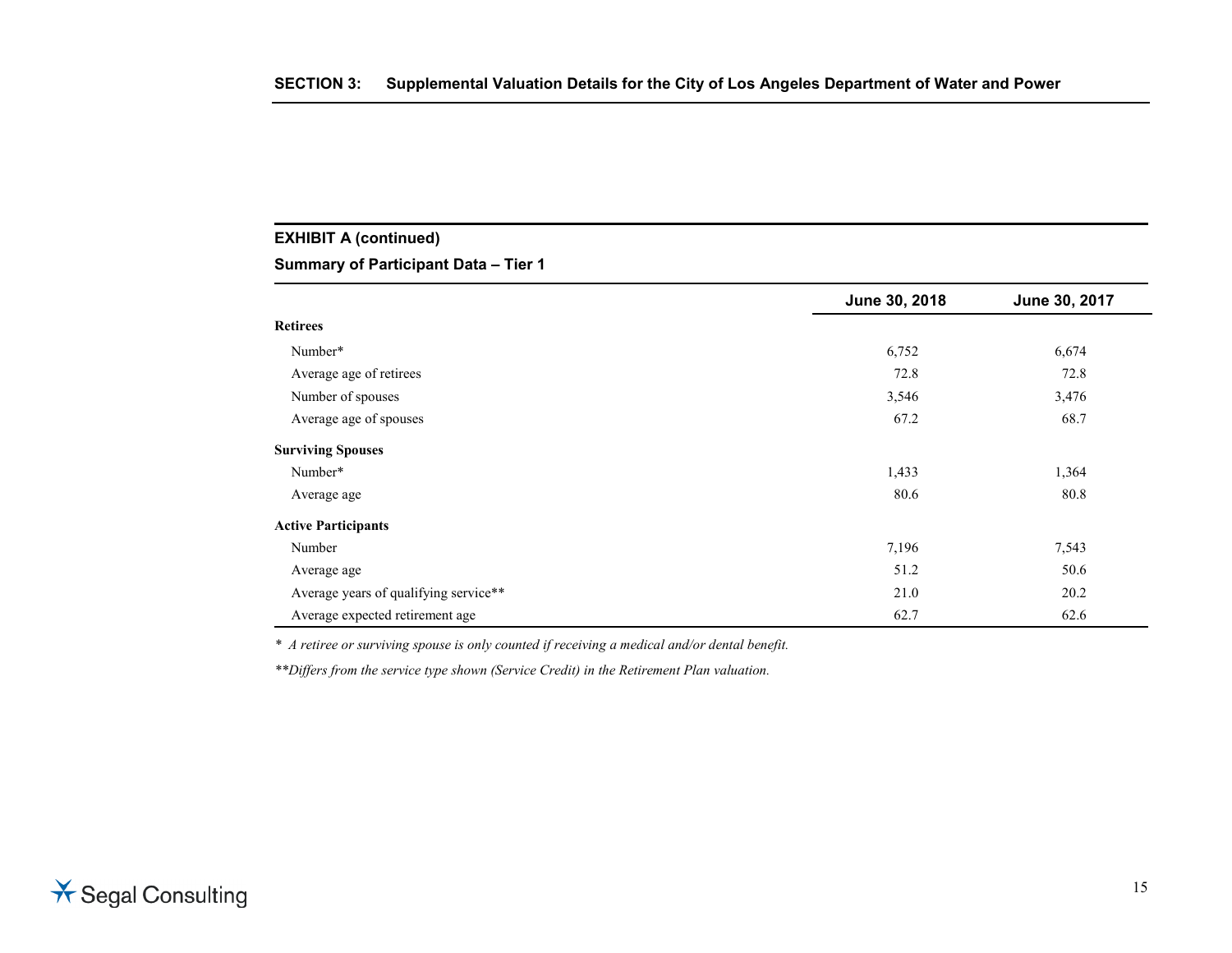**EXHIBIT A (continued)**

**Summary of Participant Data – Tier 1**

| | June 30, 2018 | June 30, 2017 |
|---|---|---|
| **Retirees** | | |
| Number* | 6,752 | 6,674 |
| Average age of retirees | 72.8 | 72.8 |
| Number of spouses | 3,546 | 3,476 |
| Average age of spouses | 67.2 | 68.7 |
| **Surviving Spouses** | | |
| Number* | 1,433 | 1,364 |
| Average age | 80.6 | 80.8 |
| **Active Participants** | | |
| Number | 7,196 | 7,543 |
| Average age | 51.2 | 50.6 |
| Average years of qualifying service** | 21.0 | 20.2 |
| Average expected retirement age | 62.7 | 62.6 |

*\* A retiree or surviving spouse is only counted if receiving a medical and/or dental benefit.*

*\*\*Differs from the service type shown (Service Credit) in the Retirement Plan valuation.*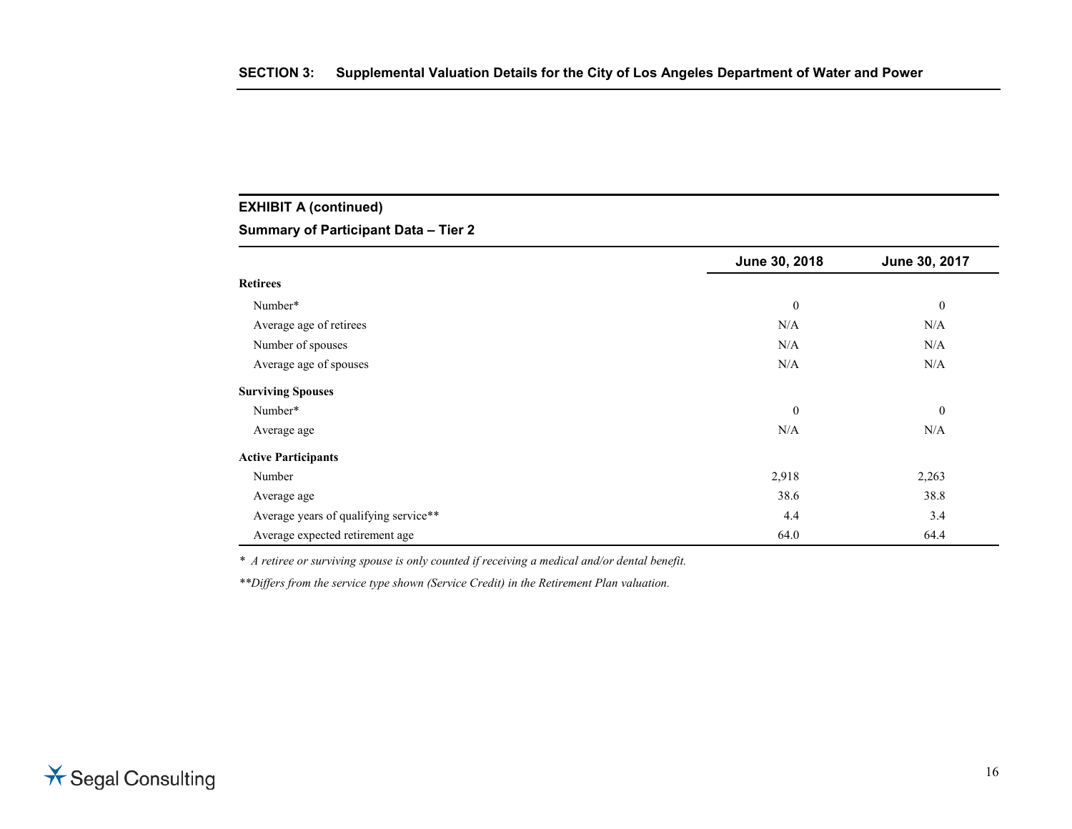**EXHIBIT A (continued)**

**Summary of Participant Data – Tier 2**

| | June 30, 2018 | June 30, 2017 |
|---|---|---|
| **Retirees** | | |
| Number* | 0 | 0 |
| Average age of retirees | N/A | N/A |
| Number of spouses | N/A | N/A |
| Average age of spouses | N/A | N/A |
| **Surviving Spouses** | | |
| Number* | 0 | 0 |
| Average age | N/A | N/A |
| **Active Participants** | | |
| Number | 2,918 | 2,263 |
| Average age | 38.6 | 38.8 |
| Average years of qualifying service** | 4.4 | 3.4 |
| Average expected retirement age | 64.0 | 64.4 |

*\* A retiree or surviving spouse is only counted if receiving a medical and/or dental benefit.*

*\*\*Differs from the service type shown (Service Credit) in the Retirement Plan valuation.*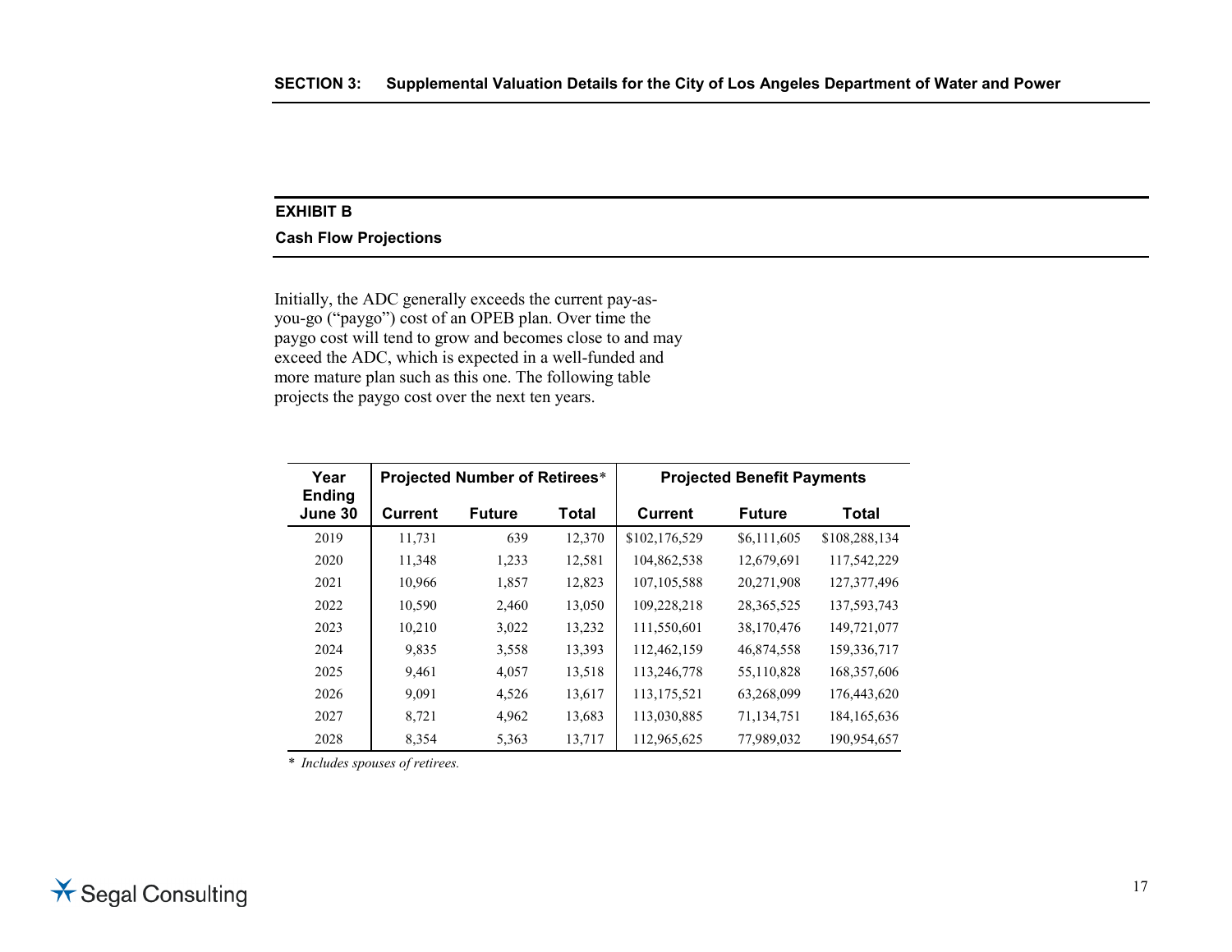## EXHIBIT B

### Cash Flow Projections

Initially, the ADC generally exceeds the current pay-as-you-go ("paygo") cost of an OPEB plan. Over time the paygo cost will tend to grow and becomes close to and may exceed the ADC, which is expected in a well-funded and more mature plan such as this one. The following table projects the paygo cost over the next ten years.

| Year Ending June 30 | Projected Number of Retirees* | | | Projected Benefit Payments | | |
|---|---|---|---|---|---|---|
| | Current | Future | Total | Current | Future | Total |
| 2019 | 11,731 | 639 | 12,370 | $102,176,529 | $6,111,605 | $108,288,134 |
| 2020 | 11,348 | 1,233 | 12,581 | 104,862,538 | 12,679,691 | 117,542,229 |
| 2021 | 10,966 | 1,857 | 12,823 | 107,105,588 | 20,271,908 | 127,377,496 |
| 2022 | 10,590 | 2,460 | 13,050 | 109,228,218 | 28,365,525 | 137,593,743 |
| 2023 | 10,210 | 3,022 | 13,232 | 111,550,601 | 38,170,476 | 149,721,077 |
| 2024 | 9,835 | 3,558 | 13,393 | 112,462,159 | 46,874,558 | 159,336,717 |
| 2025 | 9,461 | 4,057 | 13,518 | 113,246,778 | 55,110,828 | 168,357,606 |
| 2026 | 9,091 | 4,526 | 13,617 | 113,175,521 | 63,268,099 | 176,443,620 |
| 2027 | 8,721 | 4,962 | 13,683 | 113,030,885 | 71,134,751 | 184,165,636 |
| 2028 | 8,354 | 5,363 | 13,717 | 112,965,625 | 77,989,032 | 190,954,657 |

\* *Includes spouses of retirees.*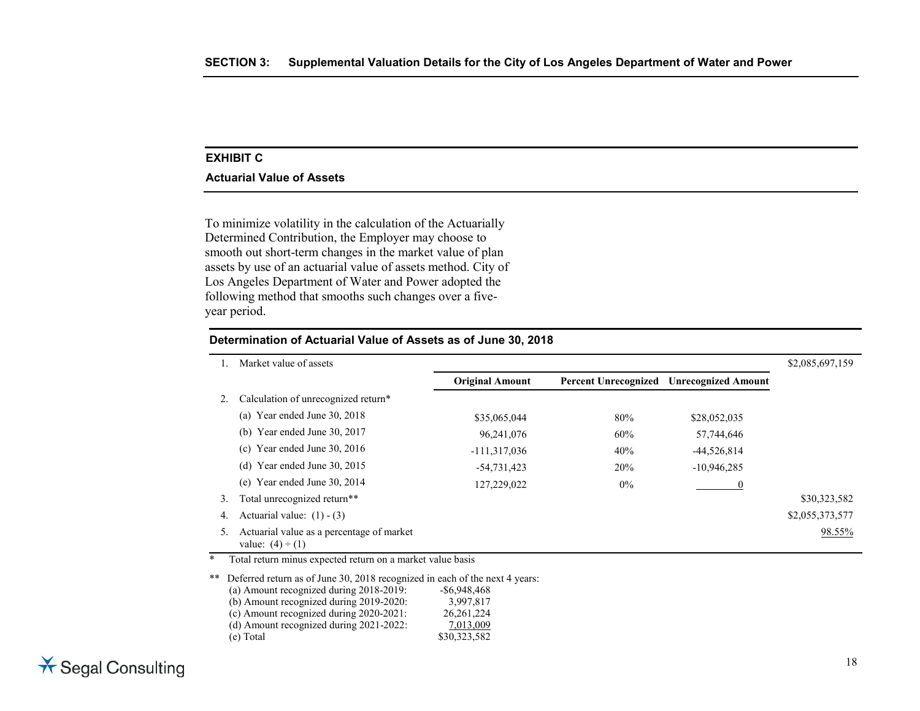## EXHIBIT C

### Actuarial Value of Assets

To minimize volatility in the calculation of the Actuarially Determined Contribution, the Employer may choose to smooth out short-term changes in the market value of plan assets by use of an actuarial value of assets method. City of Los Angeles Department of Water and Power adopted the following method that smooths such changes over a five-year period.

### Determination of Actuarial Value of Assets as of June 30, 2018

| | | Original Amount | Percent Unrecognized | Unrecognized Amount | |
|---|---|---|---|---|---|
| 1. | Market value of assets | | | | $2,085,697,159 |
| 2. | Calculation of unrecognized return* | | | | |
| | (a) Year ended June 30, 2018 | $35,065,044 | 80% | $28,052,035 | |
| | (b) Year ended June 30, 2017 | 96,241,076 | 60% | 57,744,646 | |
| | (c) Year ended June 30, 2016 | -111,317,036 | 40% | -44,526,814 | |
| | (d) Year ended June 30, 2015 | -54,731,423 | 20% | -10,946,285 | |
| | (e) Year ended June 30, 2014 | 127,229,022 | 0% | 0 | |
| 3. | Total unrecognized return** | | | | $30,323,582 |
| 4. | Actuarial value: (1) - (3) | | | | $2,055,373,577 |
| 5. | Actuarial value as a percentage of market value: (4) ÷ (1) | | | | 98.55% |

\* Total return minus expected return on a market value basis

** Deferred return as of June 30, 2018 recognized in each of the next 4 years:

| | |
|---|---|
| (a) Amount recognized during 2018-2019: | -$6,948,468 |
| (b) Amount recognized during 2019-2020: | 3,997,817 |
| (c) Amount recognized during 2020-2021: | 26,261,224 |
| (d) Amount recognized during 2021-2022: | 7,013,009 |
| (e) Total | $30,323,582 |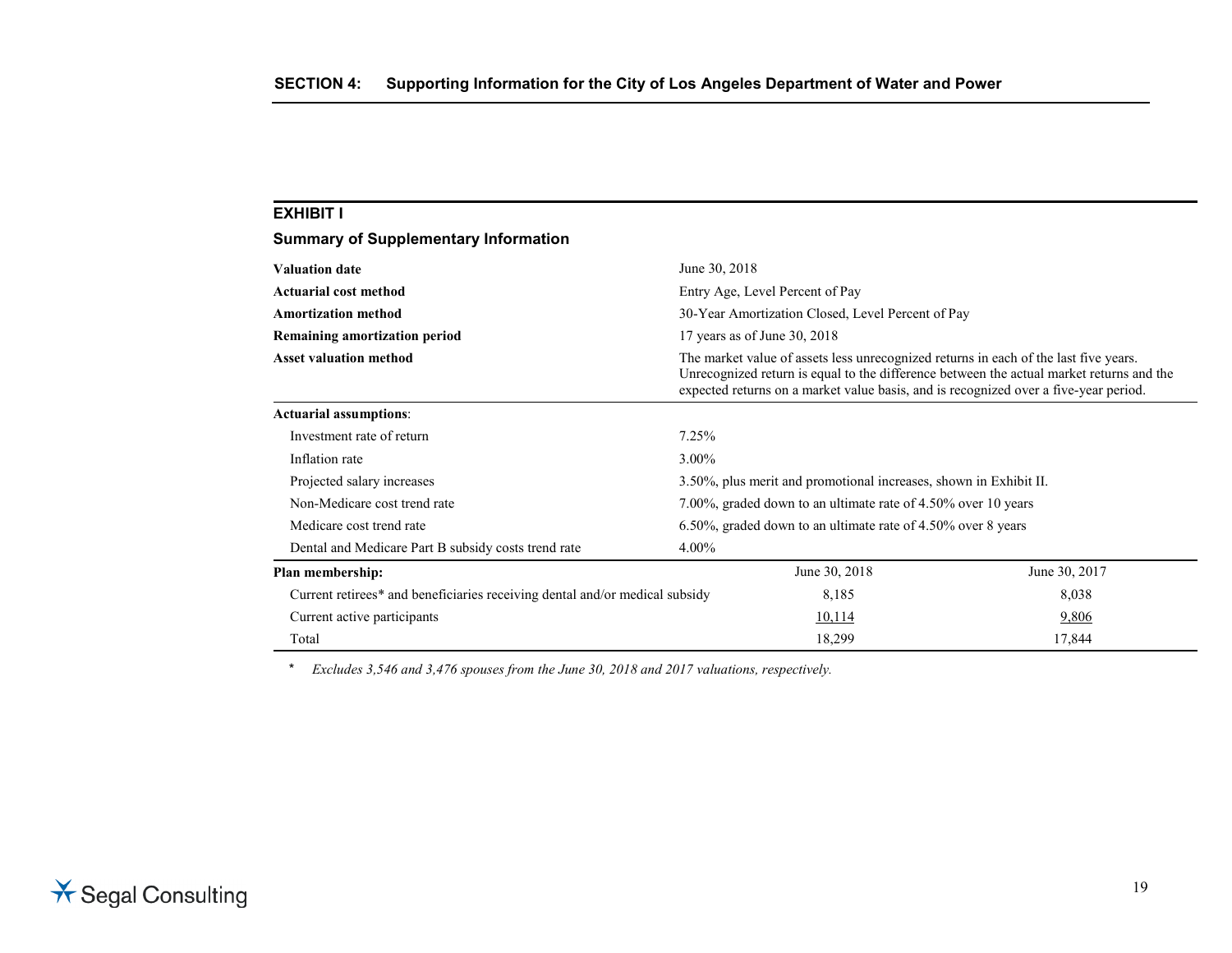## EXHIBIT I

### Summary of Supplementary Information

| | |
|---|---|
| **Valuation date** | June 30, 2018 |
| **Actuarial cost method** | Entry Age, Level Percent of Pay |
| **Amortization method** | 30-Year Amortization Closed, Level Percent of Pay |
| **Remaining amortization period** | 17 years as of June 30, 2018 |
| **Asset valuation method** | The market value of assets less unrecognized returns in each of the last five years. Unrecognized return is equal to the difference between the actual market returns and the expected returns on a market value basis, and is recognized over a five-year period. |
| **Actuarial assumptions**: | |
| Investment rate of return | 7.25% |
| Inflation rate | 3.00% |
| Projected salary increases | 3.50%, plus merit and promotional increases, shown in Exhibit II. |
| Non-Medicare cost trend rate | 7.00%, graded down to an ultimate rate of 4.50% over 10 years |
| Medicare cost trend rate | 6.50%, graded down to an ultimate rate of 4.50% over 8 years |
| Dental and Medicare Part B subsidy costs trend rate | 4.00% |

| **Plan membership:** | June 30, 2018 | June 30, 2017 |
|---|---|---|
| Current retirees* and beneficiaries receiving dental and/or medical subsidy | 8,185 | 8,038 |
| Current active participants | 10,114 | 9,806 |
| Total | 18,299 | 17,844 |

\* *Excludes 3,546 and 3,476 spouses from the June 30, 2018 and 2017 valuations, respectively.*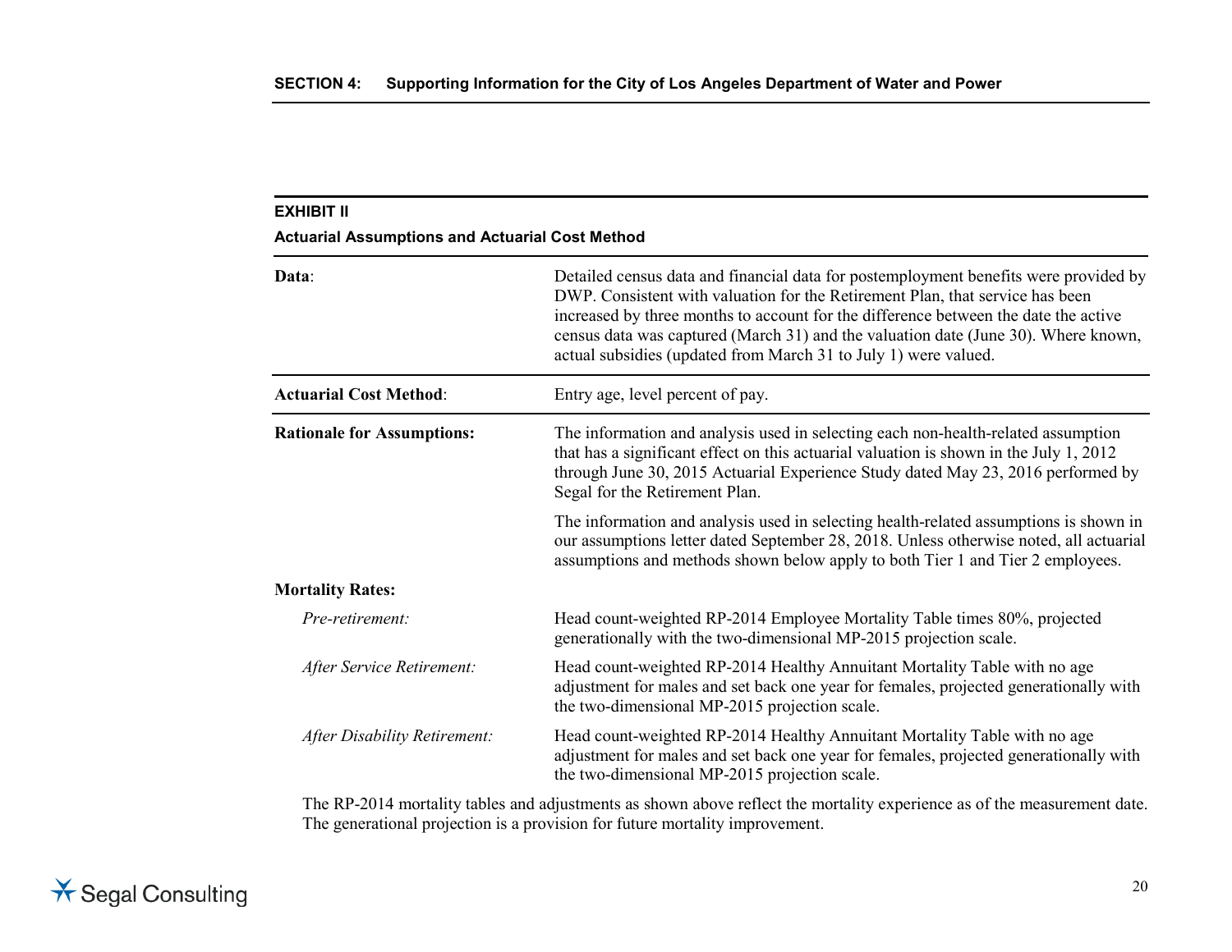## EXHIBIT II

### Actuarial Assumptions and Actuarial Cost Method

| | |
|---|---|
| **Data**: | Detailed census data and financial data for postemployment benefits were provided by DWP. Consistent with valuation for the Retirement Plan, that service has been increased by three months to account for the difference between the date the active census data was captured (March 31) and the valuation date (June 30). Where known, actual subsidies (updated from March 31 to July 1) were valued. |
| **Actuarial Cost Method**: | Entry age, level percent of pay. |
| **Rationale for Assumptions:** | The information and analysis used in selecting each non-health-related assumption that has a significant effect on this actuarial valuation is shown in the July 1, 2012 through June 30, 2015 Actuarial Experience Study dated May 23, 2016 performed by Segal for the Retirement Plan.<br><br>The information and analysis used in selecting health-related assumptions is shown in our assumptions letter dated September 28, 2018. Unless otherwise noted, all actuarial assumptions and methods shown below apply to both Tier 1 and Tier 2 employees. |
| **Mortality Rates:** | |
| *Pre-retirement:* | Head count-weighted RP-2014 Employee Mortality Table times 80%, projected generationally with the two-dimensional MP-2015 projection scale. |
| *After Service Retirement:* | Head count-weighted RP-2014 Healthy Annuitant Mortality Table with no age adjustment for males and set back one year for females, projected generationally with the two-dimensional MP-2015 projection scale. |
| *After Disability Retirement:* | Head count-weighted RP-2014 Healthy Annuitant Mortality Table with no age adjustment for males and set back one year for females, projected generationally with the two-dimensional MP-2015 projection scale. |

The RP-2014 mortality tables and adjustments as shown above reflect the mortality experience as of the measurement date. The generational projection is a provision for future mortality improvement.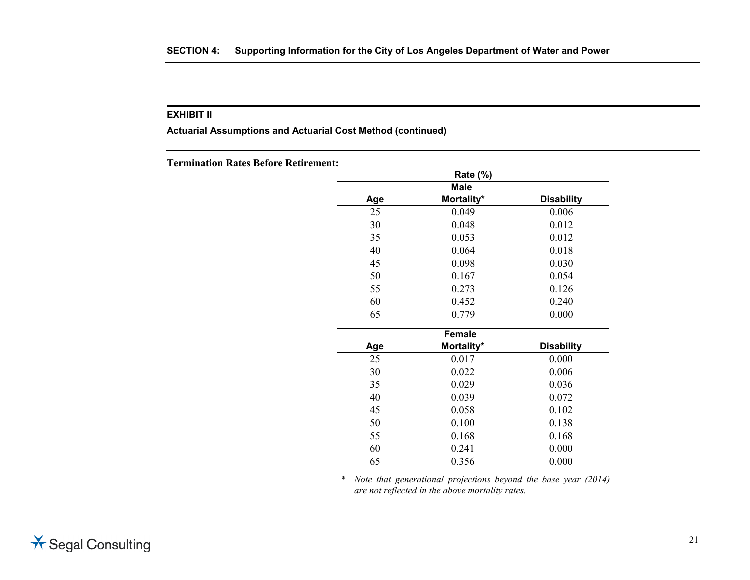## EXHIBIT II

**Actuarial Assumptions and Actuarial Cost Method (continued)**

**Termination Rates Before Retirement:**

| Rate (%) | | |
|---|---|---|
| **Age** | **Male Mortality*** | **Disability** |
| 25 | 0.049 | 0.006 |
| 30 | 0.048 | 0.012 |
| 35 | 0.053 | 0.012 |
| 40 | 0.064 | 0.018 |
| 45 | 0.098 | 0.030 |
| 50 | 0.167 | 0.054 |
| 55 | 0.273 | 0.126 |
| 60 | 0.452 | 0.240 |
| 65 | 0.779 | 0.000 |
| **Age** | **Female Mortality*** | **Disability** |
| 25 | 0.017 | 0.000 |
| 30 | 0.022 | 0.006 |
| 35 | 0.029 | 0.036 |
| 40 | 0.039 | 0.072 |
| 45 | 0.058 | 0.102 |
| 50 | 0.100 | 0.138 |
| 55 | 0.168 | 0.168 |
| 60 | 0.241 | 0.000 |
| 65 | 0.356 | 0.000 |

\* *Note that generational projections beyond the base year (2014) are not reflected in the above mortality rates.*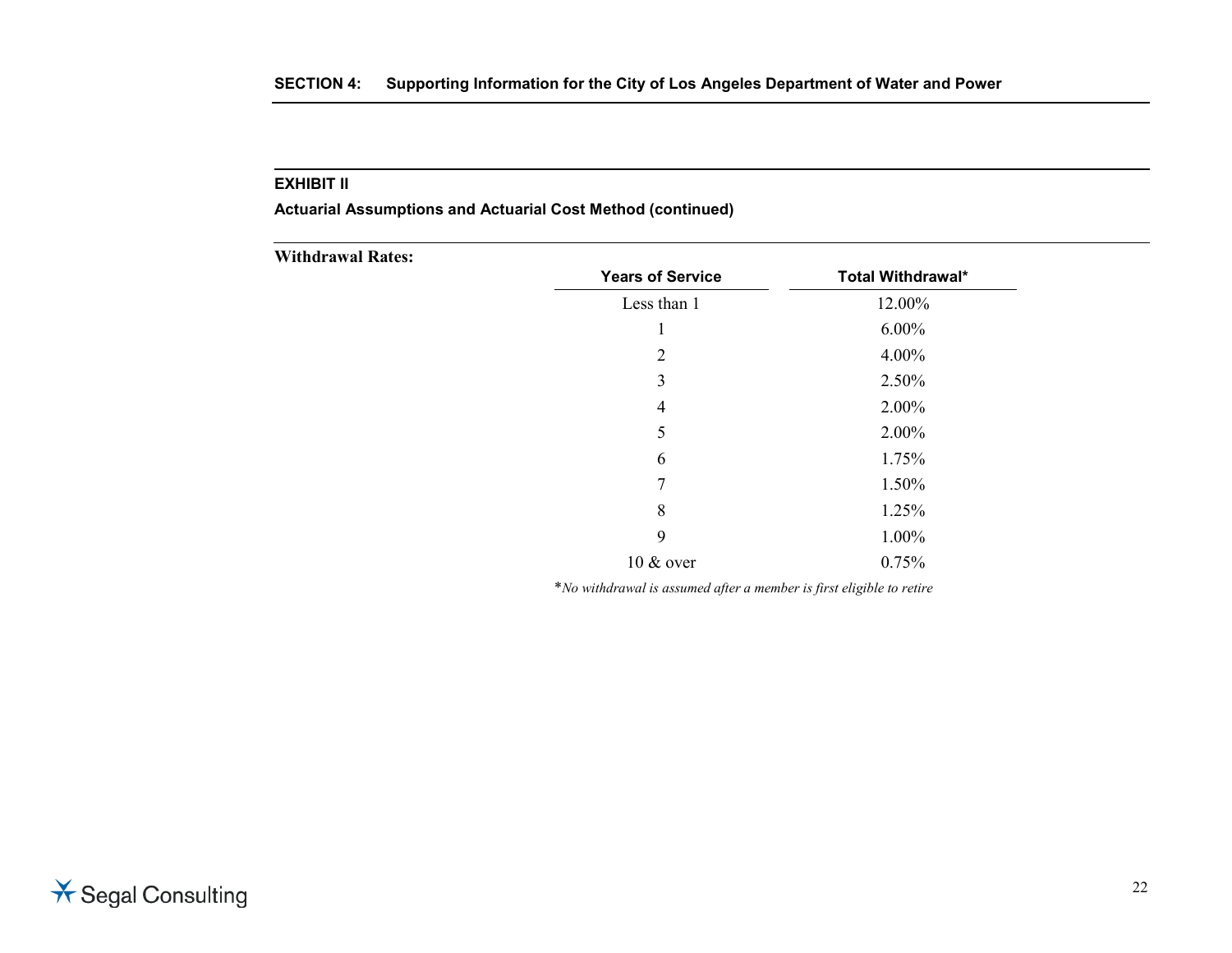## EXHIBIT II

### Actuarial Assumptions and Actuarial Cost Method (continued)

**Withdrawal Rates:**

| Years of Service | Total Withdrawal* |
|---|---|
| Less than 1 | 12.00% |
| 1 | 6.00% |
| 2 | 4.00% |
| 3 | 2.50% |
| 4 | 2.00% |
| 5 | 2.00% |
| 6 | 1.75% |
| 7 | 1.50% |
| 8 | 1.25% |
| 9 | 1.00% |
| 10 & over | 0.75% |

*\*No withdrawal is assumed after a member is first eligible to retire*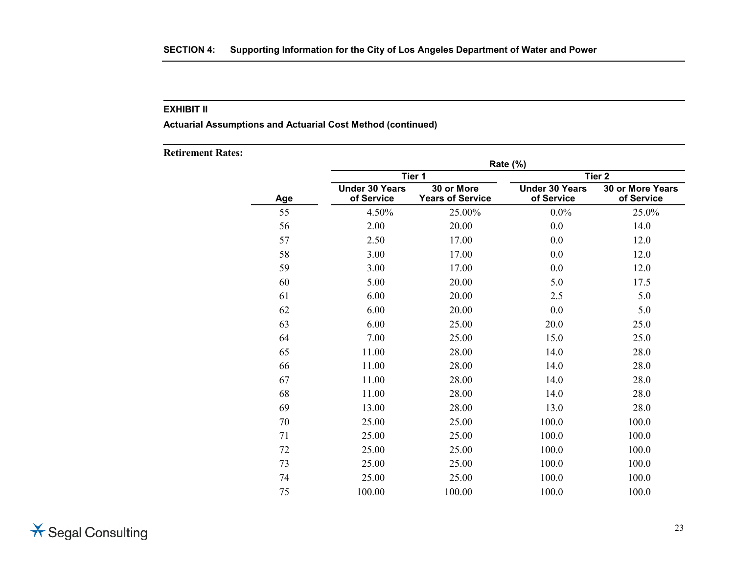**SECTION 4: Supporting Information for the City of Los Angeles Department of Water and Power**

**EXHIBIT II**

**Actuarial Assumptions and Actuarial Cost Method (continued)**

**Retirement Rates:**

| | Rate (%) | | | |
|---|---|---|---|---|
| | Tier 1 | | Tier 2 | |
| Age | Under 30 Years of Service | 30 or More Years of Service | Under 30 Years of Service | 30 or More Years of Service |
| 55 | 4.50% | 25.00% | 0.0% | 25.0% |
| 56 | 2.00 | 20.00 | 0.0 | 14.0 |
| 57 | 2.50 | 17.00 | 0.0 | 12.0 |
| 58 | 3.00 | 17.00 | 0.0 | 12.0 |
| 59 | 3.00 | 17.00 | 0.0 | 12.0 |
| 60 | 5.00 | 20.00 | 5.0 | 17.5 |
| 61 | 6.00 | 20.00 | 2.5 | 5.0 |
| 62 | 6.00 | 20.00 | 0.0 | 5.0 |
| 63 | 6.00 | 25.00 | 20.0 | 25.0 |
| 64 | 7.00 | 25.00 | 15.0 | 25.0 |
| 65 | 11.00 | 28.00 | 14.0 | 28.0 |
| 66 | 11.00 | 28.00 | 14.0 | 28.0 |
| 67 | 11.00 | 28.00 | 14.0 | 28.0 |
| 68 | 11.00 | 28.00 | 14.0 | 28.0 |
| 69 | 13.00 | 28.00 | 13.0 | 28.0 |
| 70 | 25.00 | 25.00 | 100.0 | 100.0 |
| 71 | 25.00 | 25.00 | 100.0 | 100.0 |
| 72 | 25.00 | 25.00 | 100.0 | 100.0 |
| 73 | 25.00 | 25.00 | 100.0 | 100.0 |
| 74 | 25.00 | 25.00 | 100.0 | 100.0 |
| 75 | 100.00 | 100.00 | 100.0 | 100.0 |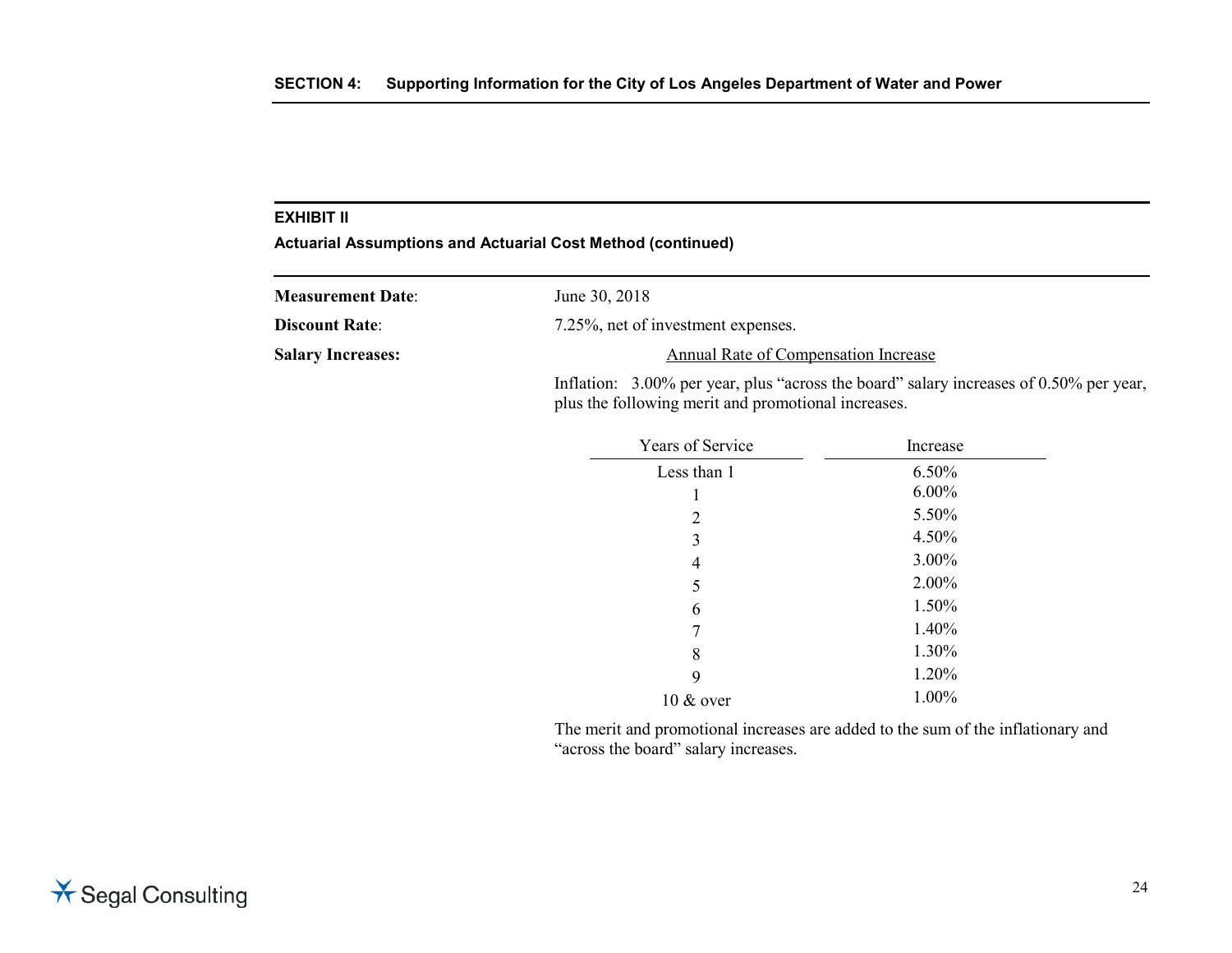**EXHIBIT II**

**Actuarial Assumptions and Actuarial Cost Method (continued)**

**Measurement Date**: June 30, 2018

**Discount Rate**: 7.25%, net of investment expenses.

**Salary Increases:**

Annual Rate of Compensation Increase

Inflation: 3.00% per year, plus "across the board" salary increases of 0.50% per year, plus the following merit and promotional increases.

| Years of Service | Increase |
| --- | --- |
| Less than 1 | 6.50% |
| 1 | 6.00% |
| 2 | 5.50% |
| 3 | 4.50% |
| 4 | 3.00% |
| 5 | 2.00% |
| 6 | 1.50% |
| 7 | 1.40% |
| 8 | 1.30% |
| 9 | 1.20% |
| 10 & over | 1.00% |

The merit and promotional increases are added to the sum of the inflationary and "across the board" salary increases.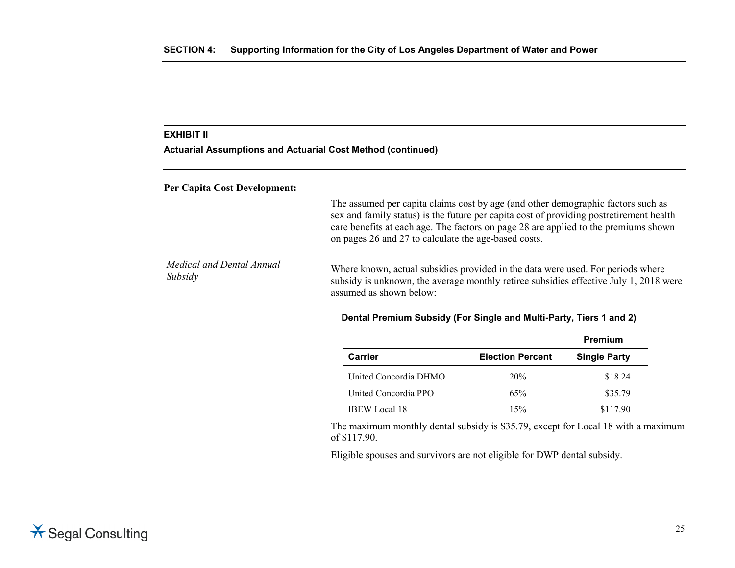### EXHIBIT II

**Actuarial Assumptions and Actuarial Cost Method (continued)**

**Per Capita Cost Development:**

The assumed per capita claims cost by age (and other demographic factors such as sex and family status) is the future per capita cost of providing postretirement health care benefits at each age. The factors on page 28 are applied to the premiums shown on pages 26 and 27 to calculate the age-based costs.

*Medical and Dental Annual Subsidy*

Where known, actual subsidies provided in the data were used. For periods where subsidy is unknown, the average monthly retiree subsidies effective July 1, 2018 were assumed as shown below:

**Dental Premium Subsidy (For Single and Multi-Party, Tiers 1 and 2)**

| | | Premium |
|---|---|---|
| **Carrier** | **Election Percent** | **Single Party** |
| United Concordia DHMO | 20% | $18.24 |
| United Concordia PPO | 65% | $35.79 |
| IBEW Local 18 | 15% | $117.90 |

The maximum monthly dental subsidy is $35.79, except for Local 18 with a maximum of $117.90.

Eligible spouses and survivors are not eligible for DWP dental subsidy.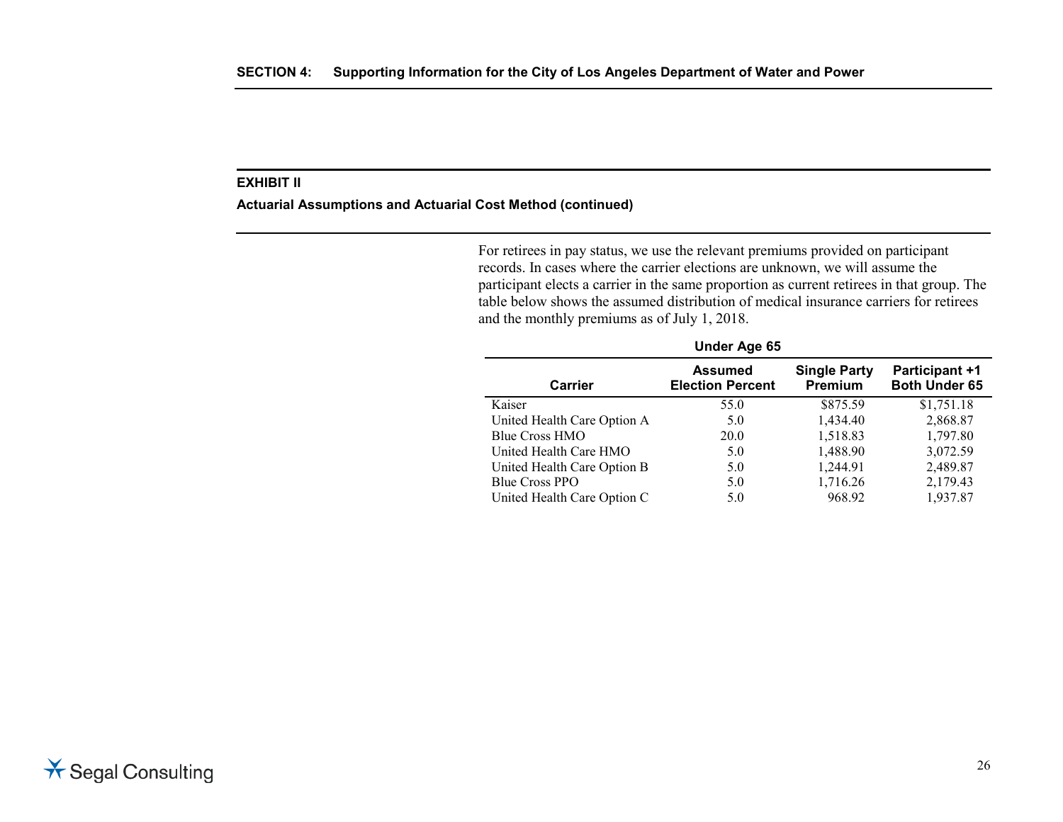**EXHIBIT II**

**Actuarial Assumptions and Actuarial Cost Method (continued)**

For retirees in pay status, we use the relevant premiums provided on participant records. In cases where the carrier elections are unknown, we will assume the participant elects a carrier in the same proportion as current retirees in that group. The table below shows the assumed distribution of medical insurance carriers for retirees and the monthly premiums as of July 1, 2018.

**Under Age 65**

| Carrier | Assumed Election Percent | Single Party Premium | Participant +1 Both Under 65 |
|---|---|---|---|
| Kaiser | 55.0 | $875.59 | $1,751.18 |
| United Health Care Option A | 5.0 | 1,434.40 | 2,868.87 |
| Blue Cross HMO | 20.0 | 1,518.83 | 1,797.80 |
| United Health Care HMO | 5.0 | 1,488.90 | 3,072.59 |
| United Health Care Option B | 5.0 | 1,244.91 | 2,489.87 |
| Blue Cross PPO | 5.0 | 1,716.26 | 2,179.43 |
| United Health Care Option C | 5.0 | 968.92 | 1,937.87 |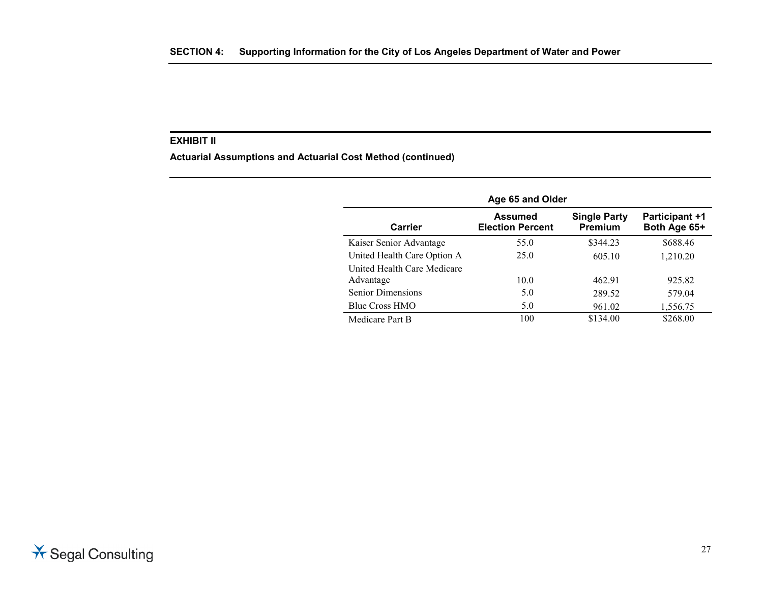**EXHIBIT II**

**Actuarial Assumptions and Actuarial Cost Method (continued)**

| Age 65 and Older | | | |
|---|---|---|---|
| **Carrier** | **Assumed Election Percent** | **Single Party Premium** | **Participant +1 Both Age 65+** |
| Kaiser Senior Advantage | 55.0 | $344.23 | $688.46 |
| United Health Care Option A | 25.0 | 605.10 | 1,210.20 |
| United Health Care Medicare Advantage | 10.0 | 462.91 | 925.82 |
| Senior Dimensions | 5.0 | 289.52 | 579.04 |
| Blue Cross HMO | 5.0 | 961.02 | 1,556.75 |
| Medicare Part B | 100 | $134.00 | $268.00 |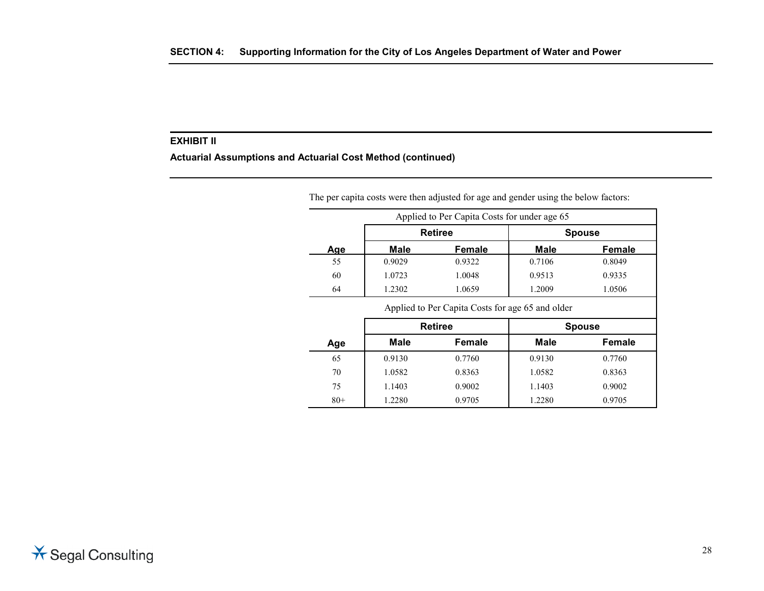## EXHIBIT II

### Actuarial Assumptions and Actuarial Cost Method (continued)

The per capita costs were then adjusted for age and gender using the below factors:

| Applied to Per Capita Costs for under age 65 | | | | |
|---|---|---|---|---|
| | Retiree | | Spouse | |
| Age | Male | Female | Male | Female |
| 55 | 0.9029 | 0.9322 | 0.7106 | 0.8049 |
| 60 | 1.0723 | 1.0048 | 0.9513 | 0.9335 |
| 64 | 1.2302 | 1.0659 | 1.2009 | 1.0506 |

| Applied to Per Capita Costs for age 65 and older | | | | |
|---|---|---|---|---|
| | Retiree | | Spouse | |
| Age | Male | Female | Male | Female |
| 65 | 0.9130 | 0.7760 | 0.9130 | 0.7760 |
| 70 | 1.0582 | 0.8363 | 1.0582 | 0.8363 |
| 75 | 1.1403 | 0.9002 | 1.1403 | 0.9002 |
| 80+ | 1.2280 | 0.9705 | 1.2280 | 0.9705 |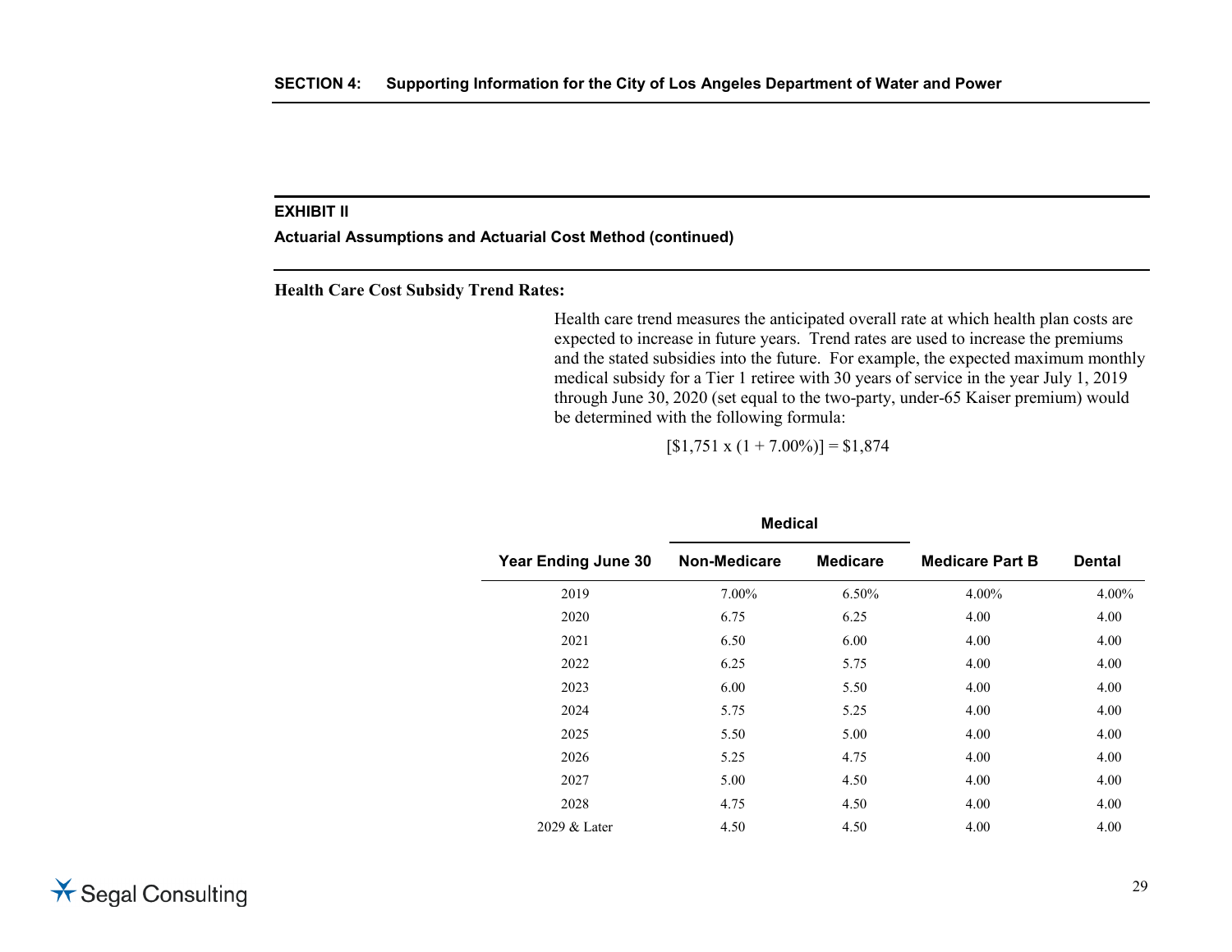## EXHIBIT II

### Actuarial Assumptions and Actuarial Cost Method (continued)

**Health Care Cost Subsidy Trend Rates:**

Health care trend measures the anticipated overall rate at which health plan costs are expected to increase in future years. Trend rates are used to increase the premiums and the stated subsidies into the future. For example, the expected maximum monthly medical subsidy for a Tier 1 retiree with 30 years of service in the year July 1, 2019 through June 30, 2020 (set equal to the two-party, under-65 Kaiser premium) would be determined with the following formula:

[$1,751 x (1 + 7.00%)] = $1,874

| | Medical | | | |
|---|---|---|---|---|
| **Year Ending June 30** | **Non-Medicare** | **Medicare** | **Medicare Part B** | **Dental** |
| 2019 | 7.00% | 6.50% | 4.00% | 4.00% |
| 2020 | 6.75 | 6.25 | 4.00 | 4.00 |
| 2021 | 6.50 | 6.00 | 4.00 | 4.00 |
| 2022 | 6.25 | 5.75 | 4.00 | 4.00 |
| 2023 | 6.00 | 5.50 | 4.00 | 4.00 |
| 2024 | 5.75 | 5.25 | 4.00 | 4.00 |
| 2025 | 5.50 | 5.00 | 4.00 | 4.00 |
| 2026 | 5.25 | 4.75 | 4.00 | 4.00 |
| 2027 | 5.00 | 4.50 | 4.00 | 4.00 |
| 2028 | 4.75 | 4.50 | 4.00 | 4.00 |
| 2029 & Later | 4.50 | 4.50 | 4.00 | 4.00 |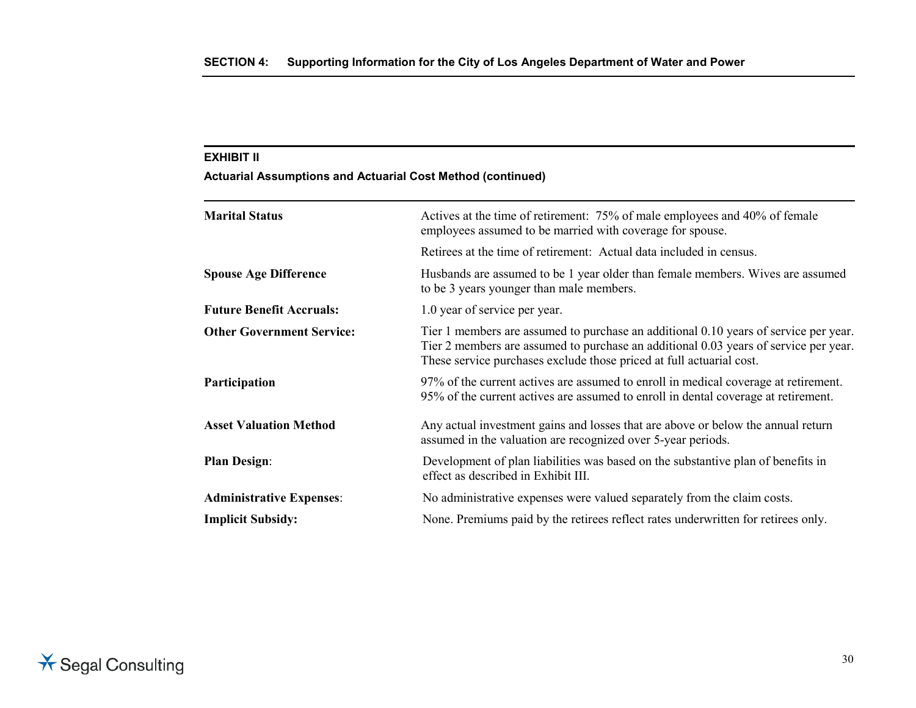## EXHIBIT II

### Actuarial Assumptions and Actuarial Cost Method (continued)

| | |
|---|---|
| **Marital Status** | Actives at the time of retirement: 75% of male employees and 40% of female employees assumed to be married with coverage for spouse. |
| | Retirees at the time of retirement: Actual data included in census. |
| **Spouse Age Difference** | Husbands are assumed to be 1 year older than female members. Wives are assumed to be 3 years younger than male members. |
| **Future Benefit Accruals:** | 1.0 year of service per year. |
| **Other Government Service:** | Tier 1 members are assumed to purchase an additional 0.10 years of service per year. Tier 2 members are assumed to purchase an additional 0.03 years of service per year. These service purchases exclude those priced at full actuarial cost. |
| **Participation** | 97% of the current actives are assumed to enroll in medical coverage at retirement. 95% of the current actives are assumed to enroll in dental coverage at retirement. |
| **Asset Valuation Method** | Any actual investment gains and losses that are above or below the annual return assumed in the valuation are recognized over 5-year periods. |
| **Plan Design**: | Development of plan liabilities was based on the substantive plan of benefits in effect as described in Exhibit III. |
| **Administrative Expenses**: | No administrative expenses were valued separately from the claim costs. |
| **Implicit Subsidy:** | None. Premiums paid by the retirees reflect rates underwritten for retirees only. |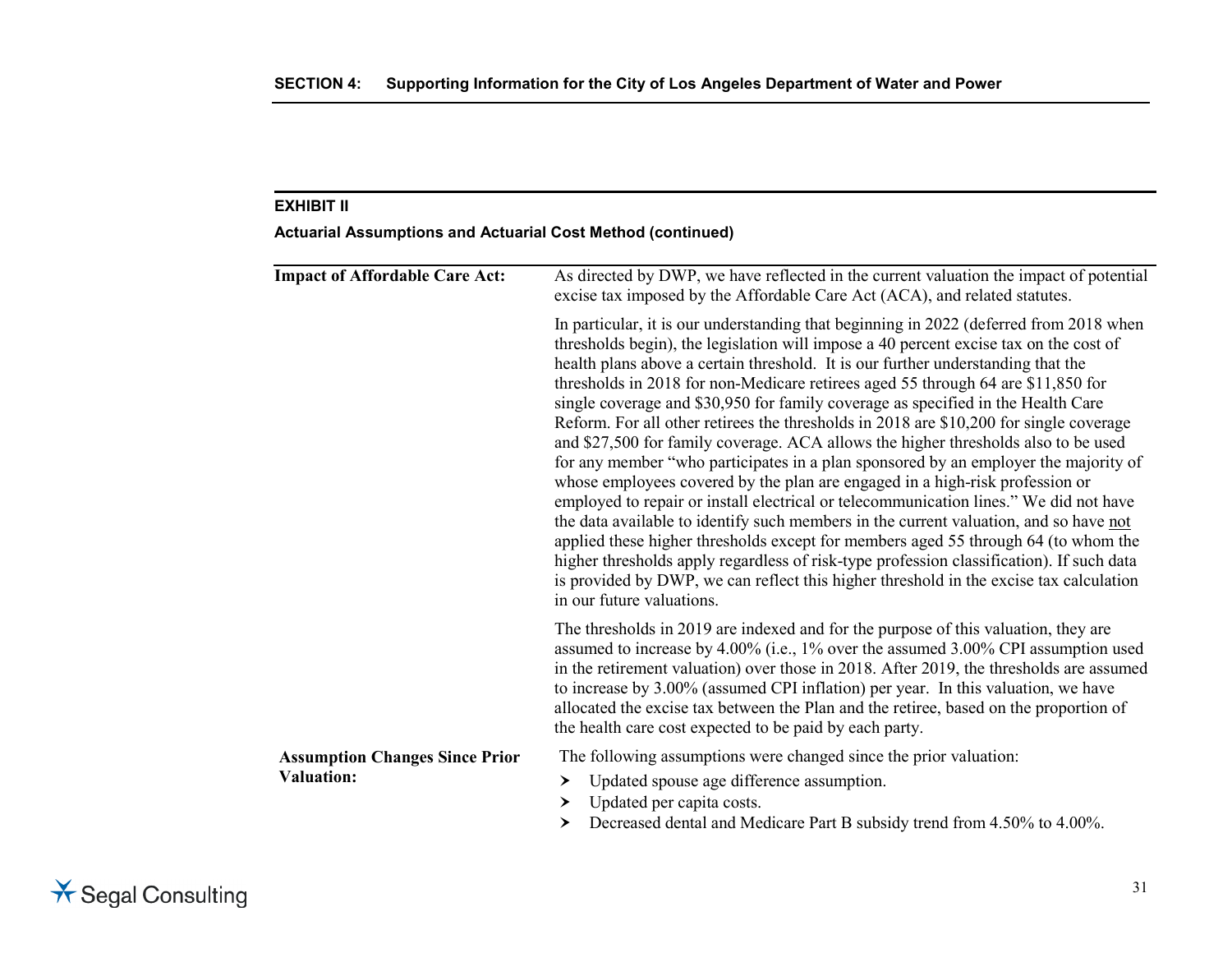## EXHIBIT II

**Actuarial Assumptions and Actuarial Cost Method (continued)**

**Impact of Affordable Care Act:**

As directed by DWP, we have reflected in the current valuation the impact of potential excise tax imposed by the Affordable Care Act (ACA), and related statutes.

In particular, it is our understanding that beginning in 2022 (deferred from 2018 when thresholds begin), the legislation will impose a 40 percent excise tax on the cost of health plans above a certain threshold. It is our further understanding that the thresholds in 2018 for non-Medicare retirees aged 55 through 64 are $11,850 for single coverage and $30,950 for family coverage as specified in the Health Care Reform. For all other retirees the thresholds in 2018 are $10,200 for single coverage and $27,500 for family coverage. ACA allows the higher thresholds also to be used for any member "who participates in a plan sponsored by an employer the majority of whose employees covered by the plan are engaged in a high-risk profession or employed to repair or install electrical or telecommunication lines." We did not have the data available to identify such members in the current valuation, and so have <u>not</u> applied these higher thresholds except for members aged 55 through 64 (to whom the higher thresholds apply regardless of risk-type profession classification). If such data is provided by DWP, we can reflect this higher threshold in the excise tax calculation in our future valuations.

The thresholds in 2019 are indexed and for the purpose of this valuation, they are assumed to increase by 4.00% (i.e., 1% over the assumed 3.00% CPI assumption used in the retirement valuation) over those in 2018. After 2019, the thresholds are assumed to increase by 3.00% (assumed CPI inflation) per year. In this valuation, we have allocated the excise tax between the Plan and the retiree, based on the proportion of the health care cost expected to be paid by each party.

**Assumption Changes Since Prior Valuation:**

The following assumptions were changed since the prior valuation:

- Updated spouse age difference assumption.
- Updated per capita costs.
- Decreased dental and Medicare Part B subsidy trend from 4.50% to 4.00%.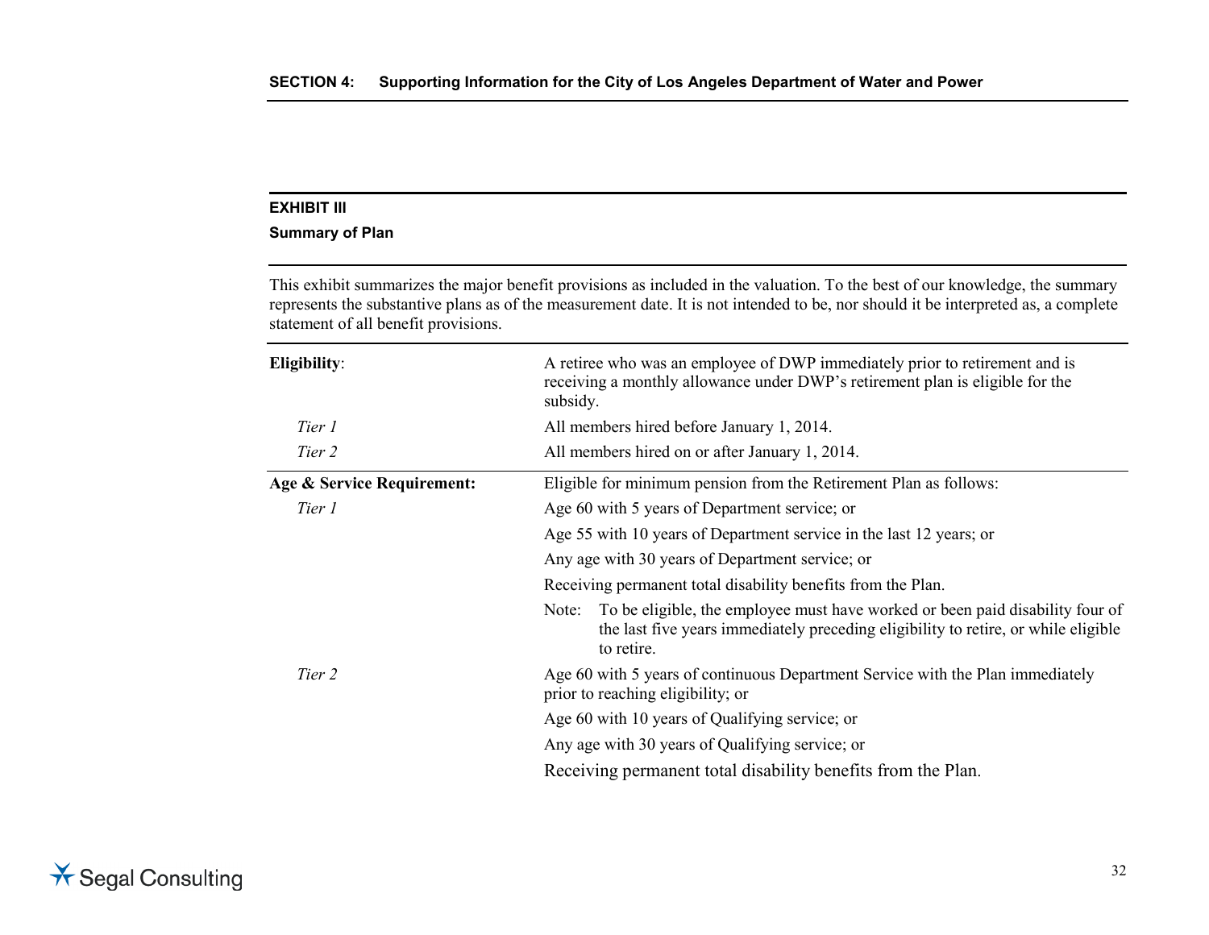## EXHIBIT III

### Summary of Plan

This exhibit summarizes the major benefit provisions as included in the valuation. To the best of our knowledge, the summary represents the substantive plans as of the measurement date. It is not intended to be, nor should it be interpreted as, a complete statement of all benefit provisions.

| | |
|---|---|
| **Eligibility**: | A retiree who was an employee of DWP immediately prior to retirement and is receiving a monthly allowance under DWP's retirement plan is eligible for the subsidy. |
| *Tier 1* | All members hired before January 1, 2014. |
| *Tier 2* | All members hired on or after January 1, 2014. |
| **Age & Service Requirement:** | Eligible for minimum pension from the Retirement Plan as follows: |
| *Tier 1* | Age 60 with 5 years of Department service; or |
| | Age 55 with 10 years of Department service in the last 12 years; or |
| | Any age with 30 years of Department service; or |
| | Receiving permanent total disability benefits from the Plan. |
| | Note: To be eligible, the employee must have worked or been paid disability four of the last five years immediately preceding eligibility to retire, or while eligible to retire. |
| *Tier 2* | Age 60 with 5 years of continuous Department Service with the Plan immediately prior to reaching eligibility; or |
| | Age 60 with 10 years of Qualifying service; or |
| | Any age with 30 years of Qualifying service; or |
| | Receiving permanent total disability benefits from the Plan. |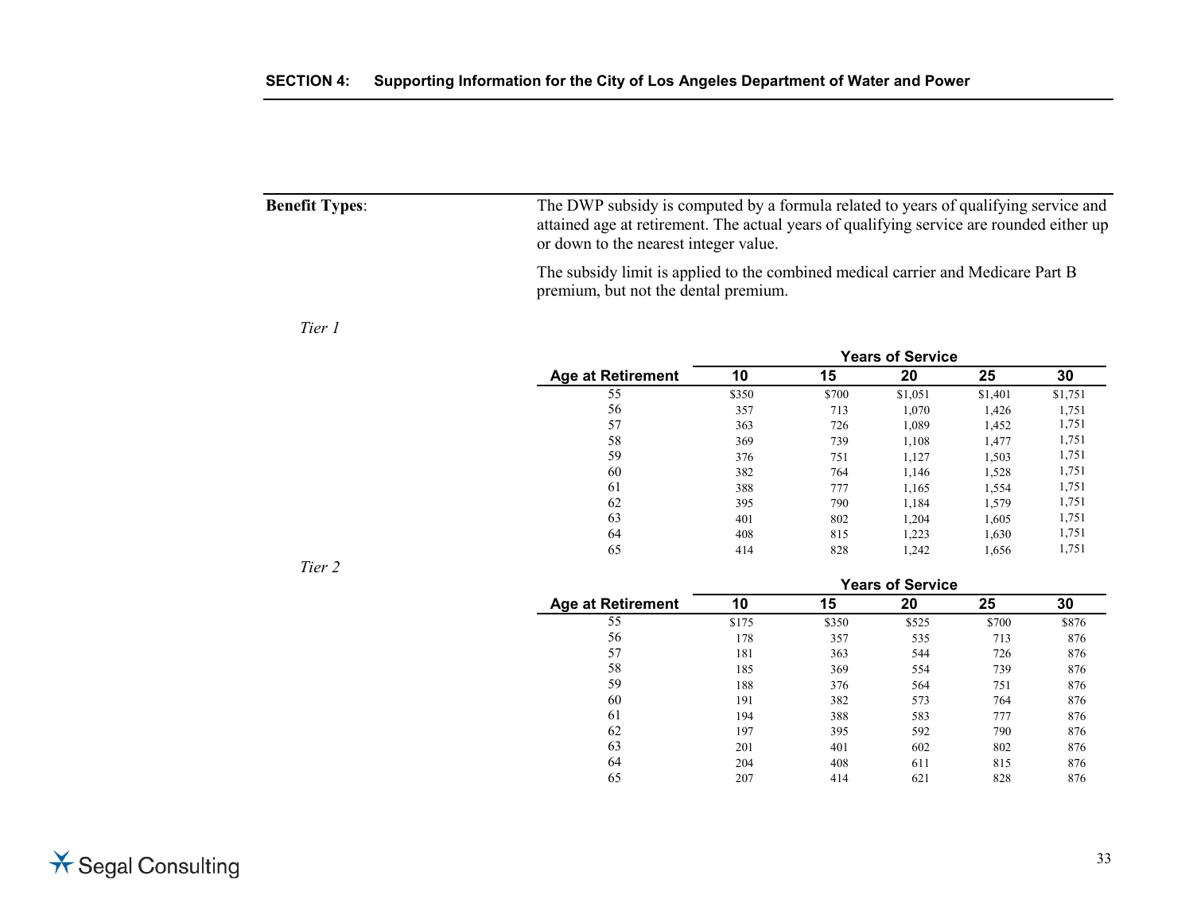**Benefit Types**:

The DWP subsidy is computed by a formula related to years of qualifying service and attained age at retirement. The actual years of qualifying service are rounded either up or down to the nearest integer value.

The subsidy limit is applied to the combined medical carrier and Medicare Part B premium, but not the dental premium.

*Tier 1*

| | Years of Service | | | | |
|---|---|---|---|---|---|
| **Age at Retirement** | **10** | **15** | **20** | **25** | **30** |
| 55 | $350 | $700 | $1,051 | $1,401 | $1,751 |
| 56 | 357 | 713 | 1,070 | 1,426 | 1,751 |
| 57 | 363 | 726 | 1,089 | 1,452 | 1,751 |
| 58 | 369 | 739 | 1,108 | 1,477 | 1,751 |
| 59 | 376 | 751 | 1,127 | 1,503 | 1,751 |
| 60 | 382 | 764 | 1,146 | 1,528 | 1,751 |
| 61 | 388 | 777 | 1,165 | 1,554 | 1,751 |
| 62 | 395 | 790 | 1,184 | 1,579 | 1,751 |
| 63 | 401 | 802 | 1,204 | 1,605 | 1,751 |
| 64 | 408 | 815 | 1,223 | 1,630 | 1,751 |
| 65 | 414 | 828 | 1,242 | 1,656 | 1,751 |

*Tier 2*

| | Years of Service | | | | |
|---|---|---|---|---|---|
| **Age at Retirement** | **10** | **15** | **20** | **25** | **30** |
| 55 | $175 | $350 | $525 | $700 | $876 |
| 56 | 178 | 357 | 535 | 713 | 876 |
| 57 | 181 | 363 | 544 | 726 | 876 |
| 58 | 185 | 369 | 554 | 739 | 876 |
| 59 | 188 | 376 | 564 | 751 | 876 |
| 60 | 191 | 382 | 573 | 764 | 876 |
| 61 | 194 | 388 | 583 | 777 | 876 |
| 62 | 197 | 395 | 592 | 790 | 876 |
| 63 | 201 | 401 | 602 | 802 | 876 |
| 64 | 204 | 408 | 611 | 815 | 876 |
| 65 | 207 | 414 | 621 | 828 | 876 |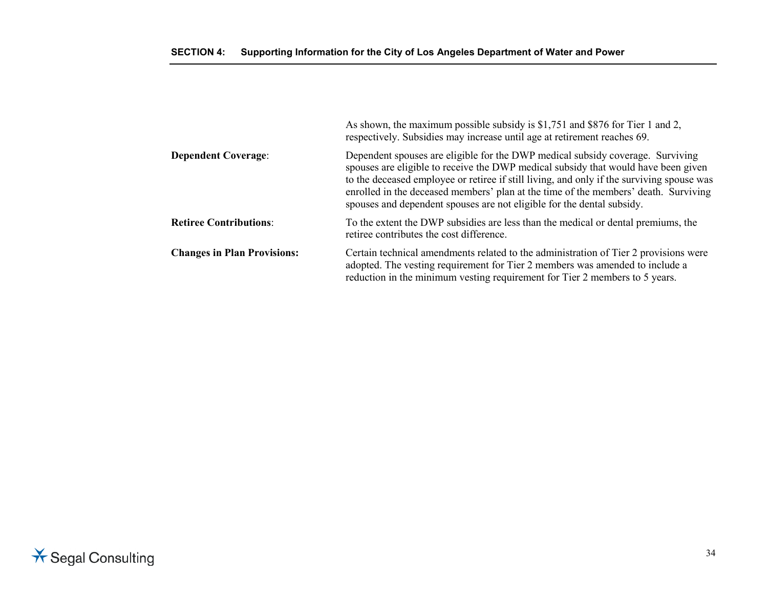As shown, the maximum possible subsidy is $1,751 and $876 for Tier 1 and 2, respectively. Subsidies may increase until age at retirement reaches 69.

**Dependent Coverage**: Dependent spouses are eligible for the DWP medical subsidy coverage. Surviving spouses are eligible to receive the DWP medical subsidy that would have been given to the deceased employee or retiree if still living, and only if the surviving spouse was enrolled in the deceased members' plan at the time of the members' death. Surviving spouses and dependent spouses are not eligible for the dental subsidy.

**Retiree Contributions**: To the extent the DWP subsidies are less than the medical or dental premiums, the retiree contributes the cost difference.

**Changes in Plan Provisions:** Certain technical amendments related to the administration of Tier 2 provisions were adopted. The vesting requirement for Tier 2 members was amended to include a reduction in the minimum vesting requirement for Tier 2 members to 5 years.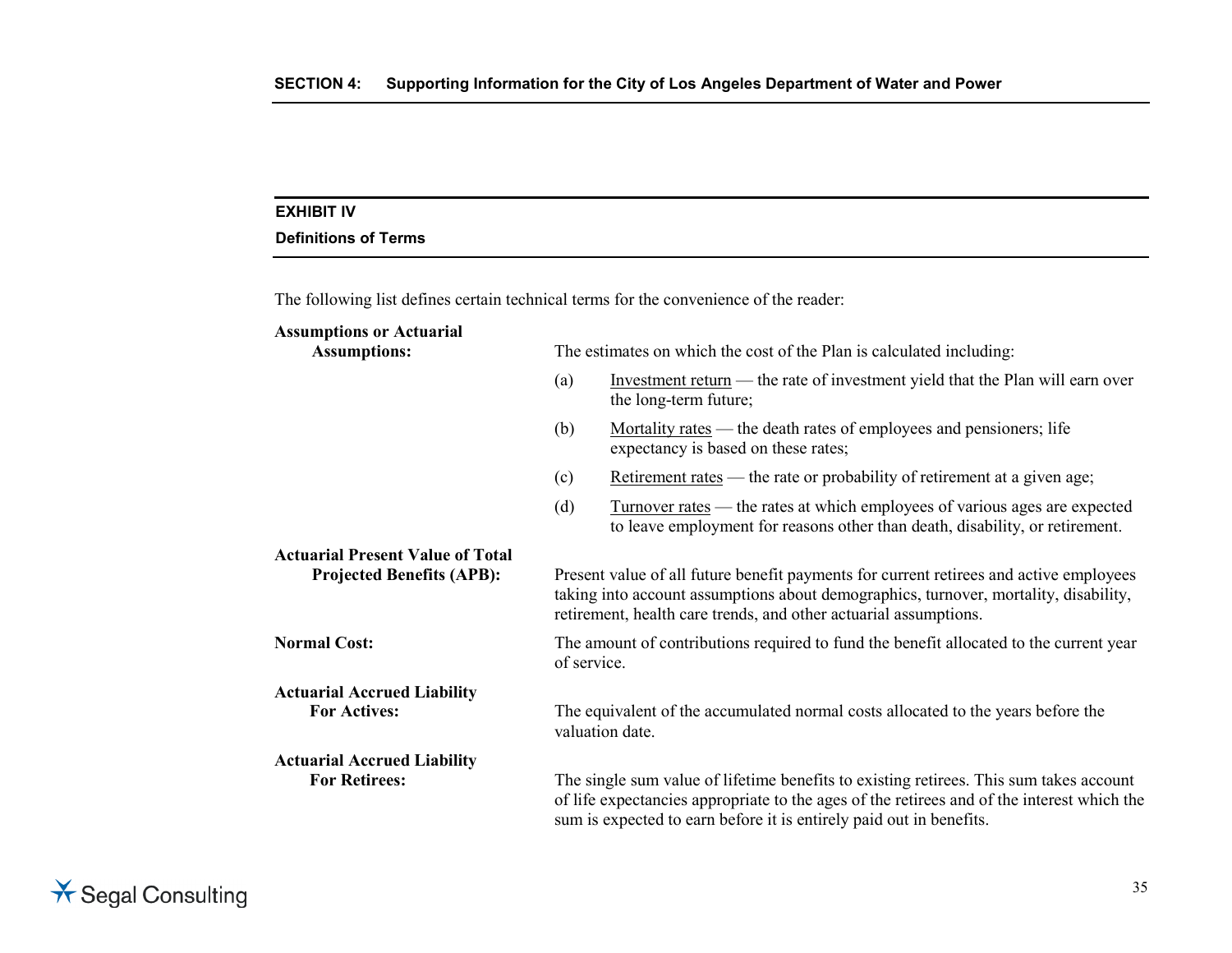### EXHIBIT IV

**Definitions of Terms**

The following list defines certain technical terms for the convenience of the reader:

**Assumptions or Actuarial Assumptions:** The estimates on which the cost of the Plan is calculated including:

(a) Investment return — the rate of investment yield that the Plan will earn over the long-term future;

(b) Mortality rates — the death rates of employees and pensioners; life expectancy is based on these rates;

(c) Retirement rates — the rate or probability of retirement at a given age;

(d) Turnover rates — the rates at which employees of various ages are expected to leave employment for reasons other than death, disability, or retirement.

**Actuarial Present Value of Total Projected Benefits (APB):** Present value of all future benefit payments for current retirees and active employees taking into account assumptions about demographics, turnover, mortality, disability, retirement, health care trends, and other actuarial assumptions.

**Normal Cost:** The amount of contributions required to fund the benefit allocated to the current year of service.

**Actuarial Accrued Liability For Actives:** The equivalent of the accumulated normal costs allocated to the years before the valuation date.

**Actuarial Accrued Liability For Retirees:** The single sum value of lifetime benefits to existing retirees. This sum takes account of life expectancies appropriate to the ages of the retirees and of the interest which the sum is expected to earn before it is entirely paid out in benefits.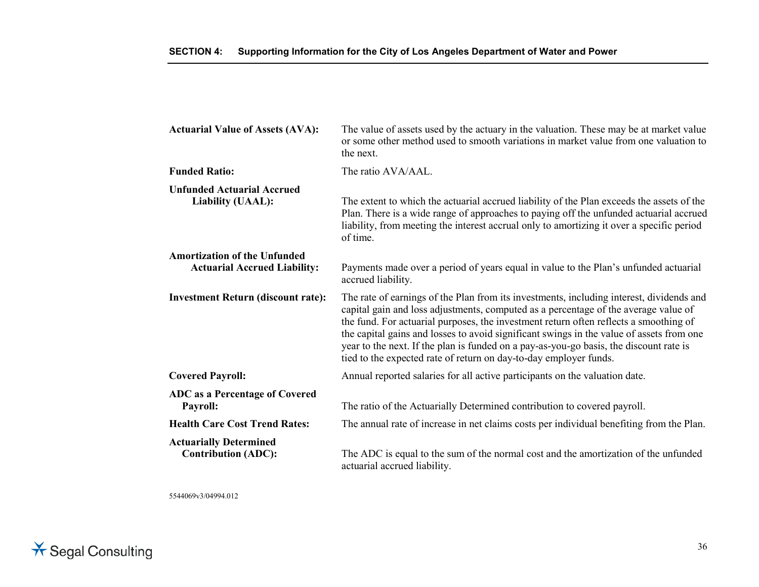**Actuarial Value of Assets (AVA):** The value of assets used by the actuary in the valuation. These may be at market value or some other method used to smooth variations in market value from one valuation to the next.

**Funded Ratio:** The ratio AVA/AAL.

**Unfunded Actuarial Accrued Liability (UAAL):** The extent to which the actuarial accrued liability of the Plan exceeds the assets of the Plan. There is a wide range of approaches to paying off the unfunded actuarial accrued liability, from meeting the interest accrual only to amortizing it over a specific period of time.

**Amortization of the Unfunded Actuarial Accrued Liability:** Payments made over a period of years equal in value to the Plan's unfunded actuarial accrued liability.

**Investment Return (discount rate):** The rate of earnings of the Plan from its investments, including interest, dividends and capital gain and loss adjustments, computed as a percentage of the average value of the fund. For actuarial purposes, the investment return often reflects a smoothing of the capital gains and losses to avoid significant swings in the value of assets from one year to the next. If the plan is funded on a pay-as-you-go basis, the discount rate is tied to the expected rate of return on day-to-day employer funds.

**Covered Payroll:** Annual reported salaries for all active participants on the valuation date.

**ADC as a Percentage of Covered Payroll:** The ratio of the Actuarially Determined contribution to covered payroll.

**Health Care Cost Trend Rates:** The annual rate of increase in net claims costs per individual benefiting from the Plan.

**Actuarially Determined Contribution (ADC):** The ADC is equal to the sum of the normal cost and the amortization of the unfunded actuarial accrued liability.

5544069v3/04994.012